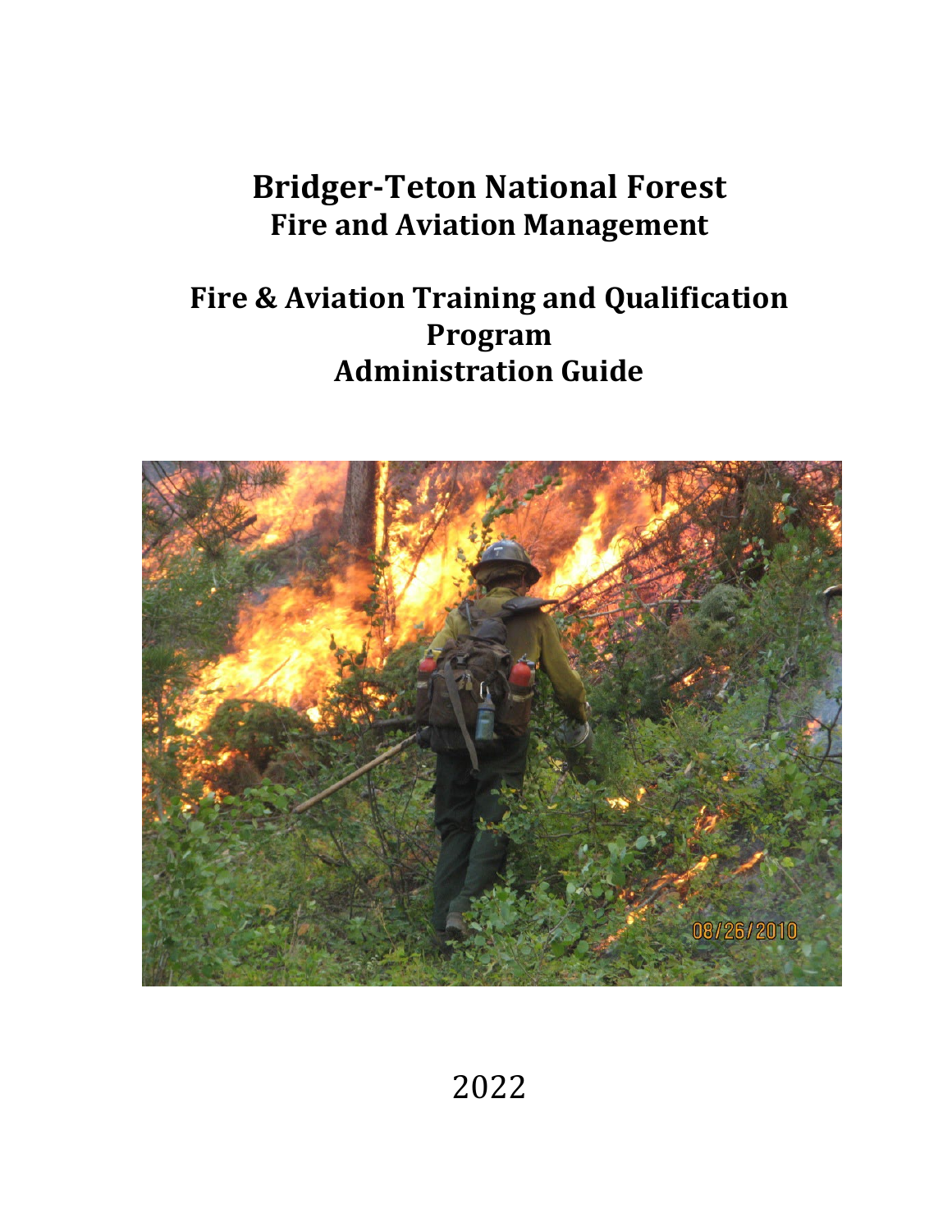# Bridger-Teton National Forest
## Fire and Aviation Management

# Fire & Aviation Training and Qualification Program Administration Guide

2022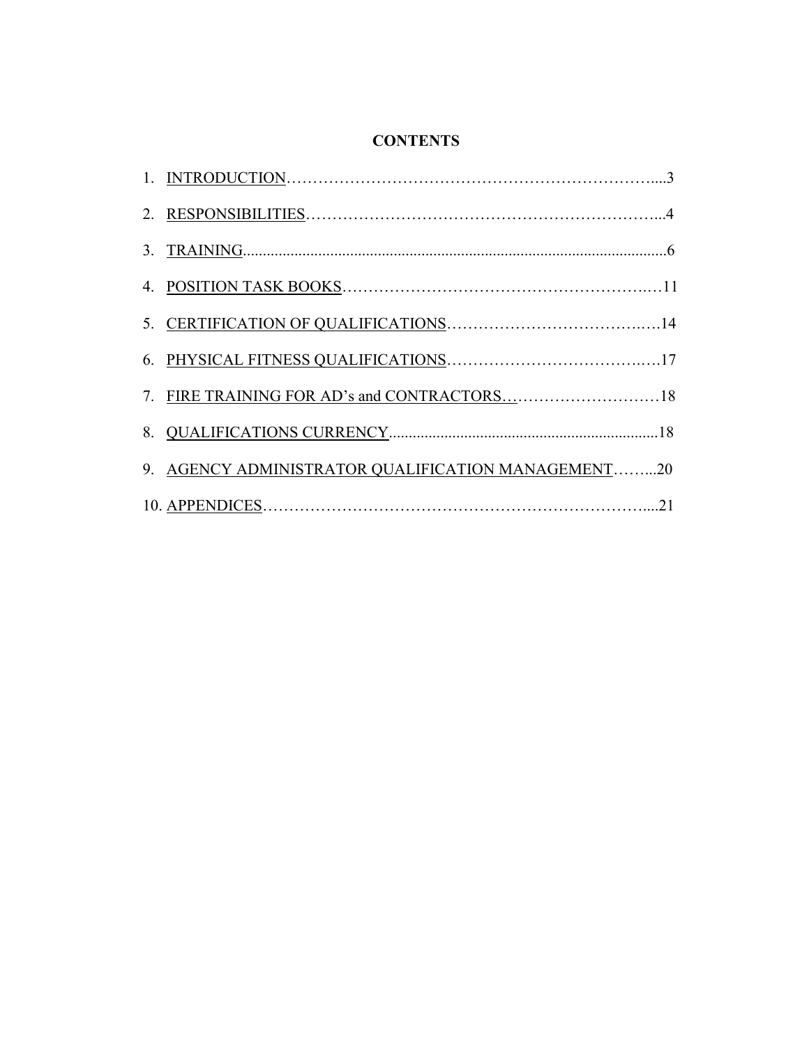## CONTENTS

1. INTRODUCTION……………………………………………………………....3
2. RESPONSIBILITIES………………………………………………………...4
3. TRAINING.............................................................................................................6
4. POSITION TASK BOOKS……………………………………………….…11
5. CERTIFICATION OF QUALIFICATIONS……………………………….….14
6. PHYSICAL FITNESS QUALIFICATIONS……………………………….….17
7. FIRE TRAINING FOR AD's and CONTRACTORS…………………………18
8. QUALIFICATIONS CURRENCY...................................................................18
9. AGENCY ADMINISTRATOR QUALIFICATION MANAGEMENT……...20
10. APPENDICES……………………………………………………………....21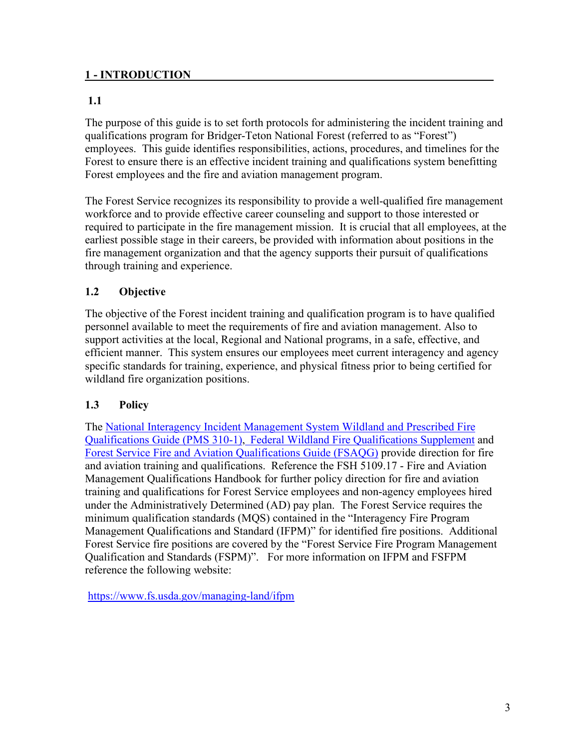## 1 - INTRODUCTION

### 1.1

The purpose of this guide is to set forth protocols for administering the incident training and qualifications program for Bridger-Teton National Forest (referred to as "Forest") employees. This guide identifies responsibilities, actions, procedures, and timelines for the Forest to ensure there is an effective incident training and qualifications system benefitting Forest employees and the fire and aviation management program.

The Forest Service recognizes its responsibility to provide a well-qualified fire management workforce and to provide effective career counseling and support to those interested or required to participate in the fire management mission. It is crucial that all employees, at the earliest possible stage in their careers, be provided with information about positions in the fire management organization and that the agency supports their pursuit of qualifications through training and experience.

### 1.2 Objective

The objective of the Forest incident training and qualification program is to have qualified personnel available to meet the requirements of fire and aviation management. Also to support activities at the local, Regional and National programs, in a safe, effective, and efficient manner. This system ensures our employees meet current interagency and agency specific standards for training, experience, and physical fitness prior to being certified for wildland fire organization positions.

### 1.3 Policy

The National Interagency Incident Management System Wildland and Prescribed Fire Qualifications Guide (PMS 310-1), Federal Wildland Fire Qualifications Supplement and Forest Service Fire and Aviation Qualifications Guide (FSAQG) provide direction for fire and aviation training and qualifications. Reference the FSH 5109.17 - Fire and Aviation Management Qualifications Handbook for further policy direction for fire and aviation training and qualifications for Forest Service employees and non-agency employees hired under the Administratively Determined (AD) pay plan. The Forest Service requires the minimum qualification standards (MQS) contained in the "Interagency Fire Program Management Qualifications and Standard (IFPM)" for identified fire positions. Additional Forest Service fire positions are covered by the "Forest Service Fire Program Management Qualification and Standards (FSPM)". For more information on IFPM and FSFPM reference the following website:

https://www.fs.usda.gov/managing-land/ifpm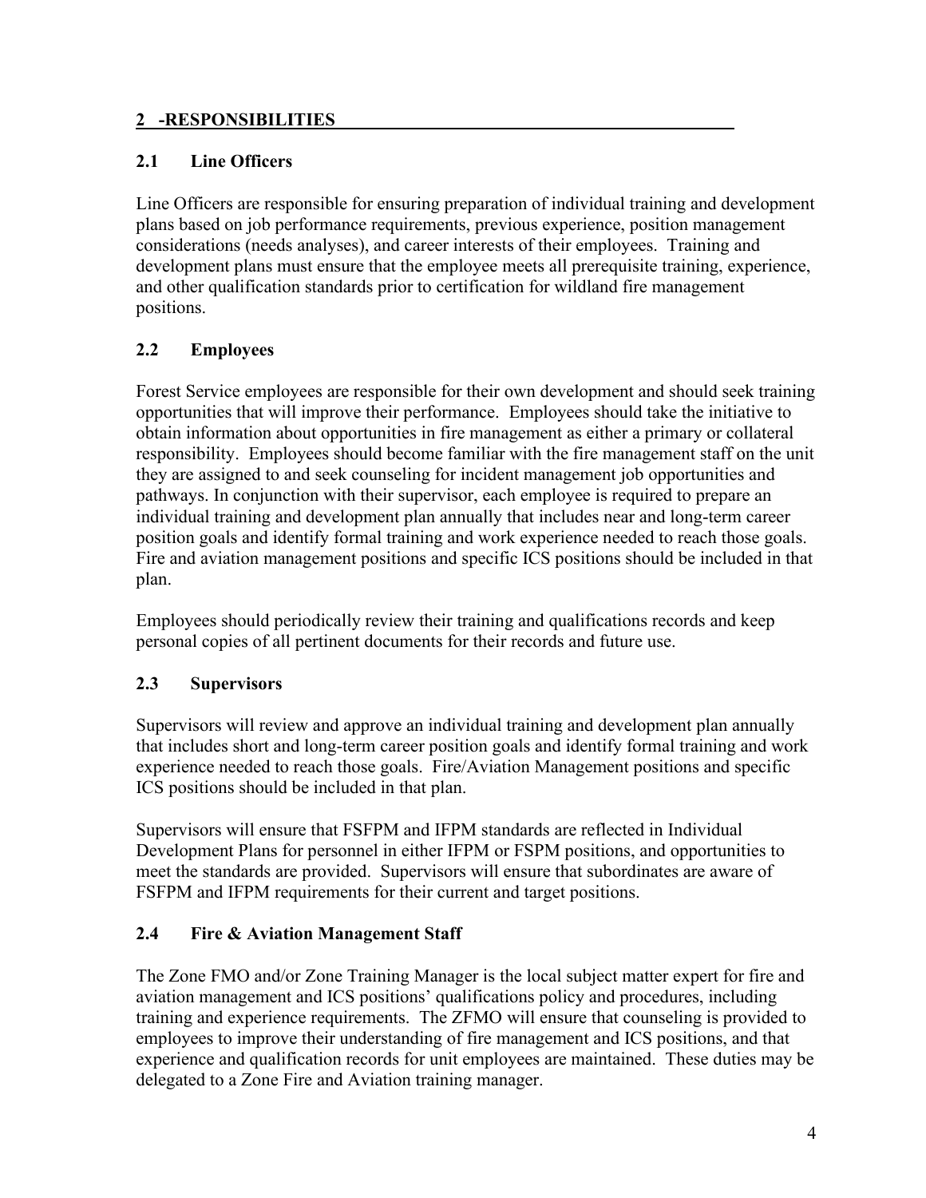## 2 -RESPONSIBILITIES

### 2.1 Line Officers

Line Officers are responsible for ensuring preparation of individual training and development plans based on job performance requirements, previous experience, position management considerations (needs analyses), and career interests of their employees. Training and development plans must ensure that the employee meets all prerequisite training, experience, and other qualification standards prior to certification for wildland fire management positions.

### 2.2 Employees

Forest Service employees are responsible for their own development and should seek training opportunities that will improve their performance. Employees should take the initiative to obtain information about opportunities in fire management as either a primary or collateral responsibility. Employees should become familiar with the fire management staff on the unit they are assigned to and seek counseling for incident management job opportunities and pathways. In conjunction with their supervisor, each employee is required to prepare an individual training and development plan annually that includes near and long-term career position goals and identify formal training and work experience needed to reach those goals. Fire and aviation management positions and specific ICS positions should be included in that plan.

Employees should periodically review their training and qualifications records and keep personal copies of all pertinent documents for their records and future use.

### 2.3 Supervisors

Supervisors will review and approve an individual training and development plan annually that includes short and long-term career position goals and identify formal training and work experience needed to reach those goals. Fire/Aviation Management positions and specific ICS positions should be included in that plan.

Supervisors will ensure that FSFPM and IFPM standards are reflected in Individual Development Plans for personnel in either IFPM or FSPM positions, and opportunities to meet the standards are provided. Supervisors will ensure that subordinates are aware of FSFPM and IFPM requirements for their current and target positions.

### 2.4 Fire & Aviation Management Staff

The Zone FMO and/or Zone Training Manager is the local subject matter expert for fire and aviation management and ICS positions' qualifications policy and procedures, including training and experience requirements. The ZFMO will ensure that counseling is provided to employees to improve their understanding of fire management and ICS positions, and that experience and qualification records for unit employees are maintained. These duties may be delegated to a Zone Fire and Aviation training manager.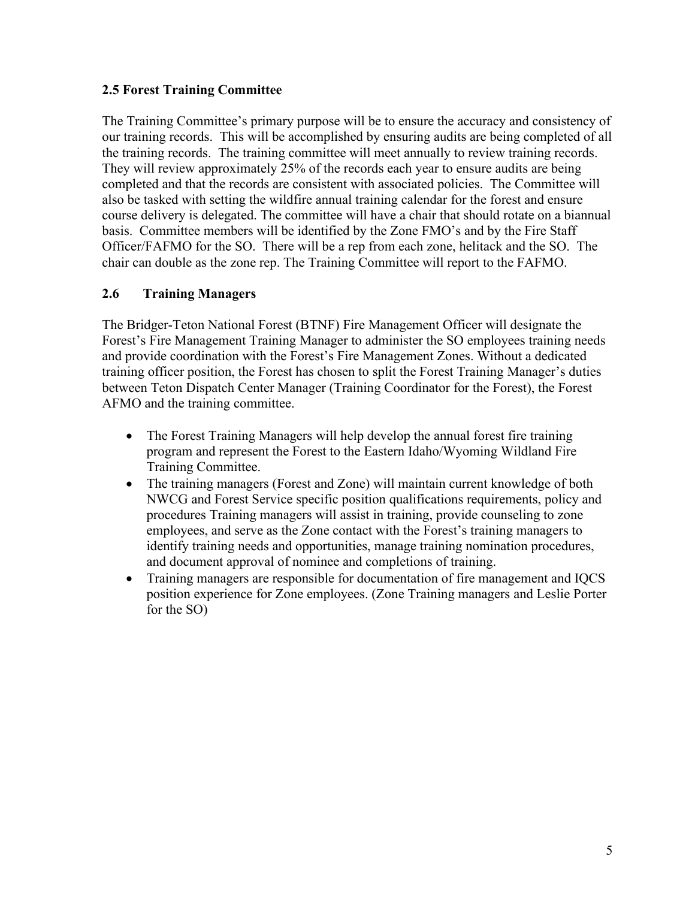### 2.5 Forest Training Committee

The Training Committee's primary purpose will be to ensure the accuracy and consistency of our training records. This will be accomplished by ensuring audits are being completed of all the training records. The training committee will meet annually to review training records. They will review approximately 25% of the records each year to ensure audits are being completed and that the records are consistent with associated policies. The Committee will also be tasked with setting the wildfire annual training calendar for the forest and ensure course delivery is delegated. The committee will have a chair that should rotate on a biannual basis. Committee members will be identified by the Zone FMO's and by the Fire Staff Officer/FAFMO for the SO. There will be a rep from each zone, helitack and the SO. The chair can double as the zone rep. The Training Committee will report to the FAFMO.

### 2.6 Training Managers

The Bridger-Teton National Forest (BTNF) Fire Management Officer will designate the Forest's Fire Management Training Manager to administer the SO employees training needs and provide coordination with the Forest's Fire Management Zones. Without a dedicated training officer position, the Forest has chosen to split the Forest Training Manager's duties between Teton Dispatch Center Manager (Training Coordinator for the Forest), the Forest AFMO and the training committee.

- The Forest Training Managers will help develop the annual forest fire training program and represent the Forest to the Eastern Idaho/Wyoming Wildland Fire Training Committee.
- The training managers (Forest and Zone) will maintain current knowledge of both NWCG and Forest Service specific position qualifications requirements, policy and procedures Training managers will assist in training, provide counseling to zone employees, and serve as the Zone contact with the Forest's training managers to identify training needs and opportunities, manage training nomination procedures, and document approval of nominee and completions of training.
- Training managers are responsible for documentation of fire management and IQCS position experience for Zone employees. (Zone Training managers and Leslie Porter for the SO)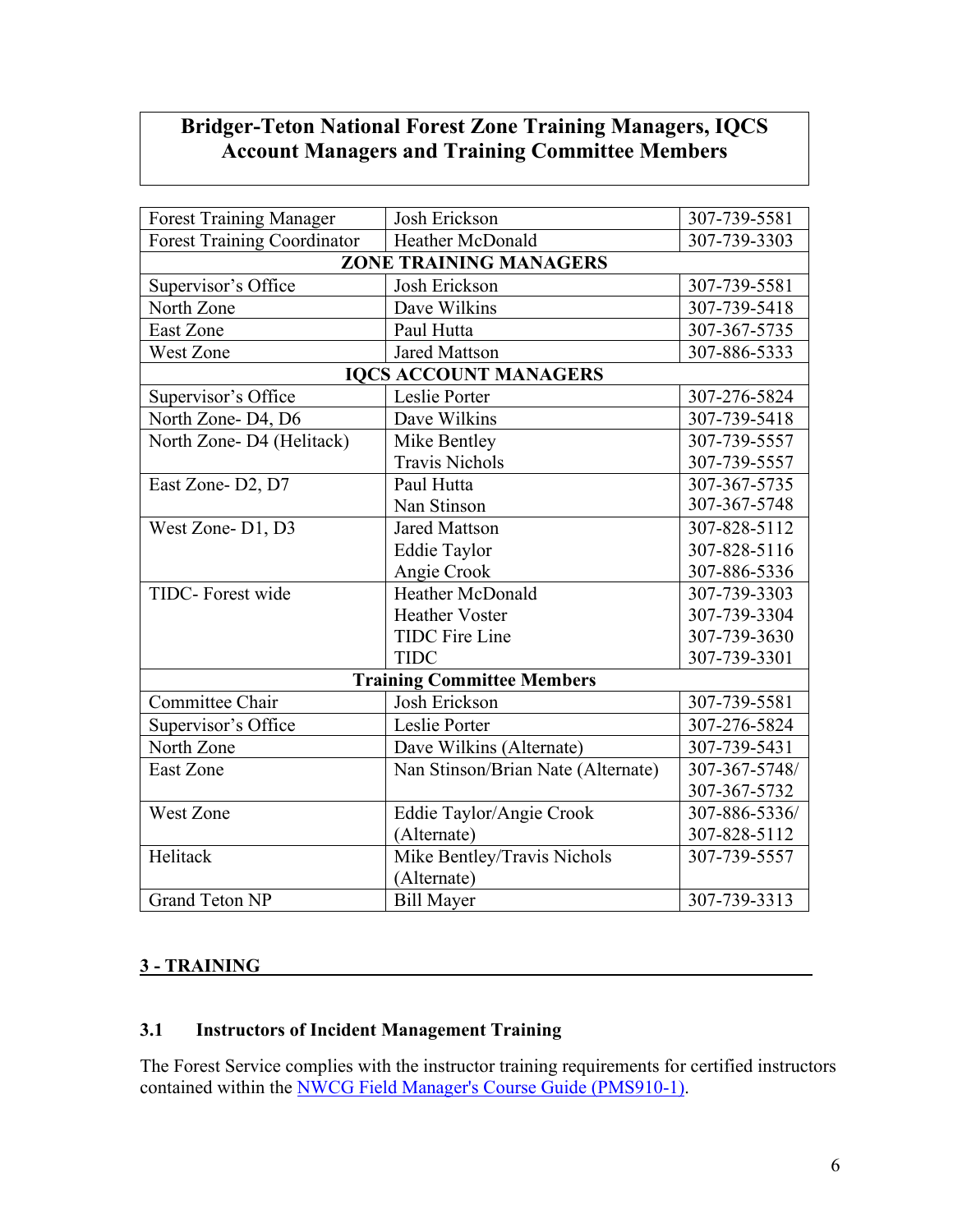## Bridger-Teton National Forest Zone Training Managers, IQCS Account Managers and Training Committee Members

| | | |
|---|---|---|
| Forest Training Manager | Josh Erickson | 307-739-5581 |
| Forest Training Coordinator | Heather McDonald | 307-739-3303 |
| **ZONE TRAINING MANAGERS** | | |
| Supervisor's Office | Josh Erickson | 307-739-5581 |
| North Zone | Dave Wilkins | 307-739-5418 |
| East Zone | Paul Hutta | 307-367-5735 |
| West Zone | Jared Mattson | 307-886-5333 |
| **IQCS ACCOUNT MANAGERS** | | |
| Supervisor's Office | Leslie Porter | 307-276-5824 |
| North Zone- D4, D6 | Dave Wilkins | 307-739-5418 |
| North Zone- D4 (Helitack) | Mike Bentley<br>Travis Nichols | 307-739-5557<br>307-739-5557 |
| East Zone- D2, D7 | Paul Hutta<br>Nan Stinson | 307-367-5735<br>307-367-5748 |
| West Zone- D1, D3 | Jared Mattson<br>Eddie Taylor<br>Angie Crook | 307-828-5112<br>307-828-5116<br>307-886-5336 |
| TIDC- Forest wide | Heather McDonald<br>Heather Voster<br>TIDC Fire Line<br>TIDC | 307-739-3303<br>307-739-3304<br>307-739-3630<br>307-739-3301 |
| **Training Committee Members** | | |
| Committee Chair | Josh Erickson | 307-739-5581 |
| Supervisor's Office | Leslie Porter | 307-276-5824 |
| North Zone | Dave Wilkins (Alternate) | 307-739-5431 |
| East Zone | Nan Stinson/Brian Nate (Alternate) | 307-367-5748/<br>307-367-5732 |
| West Zone | Eddie Taylor/Angie Crook (Alternate) | 307-886-5336/<br>307-828-5112 |
| Helitack | Mike Bentley/Travis Nichols (Alternate) | 307-739-5557 |
| Grand Teton NP | Bill Mayer | 307-739-3313 |

## 3 - TRAINING

### 3.1 Instructors of Incident Management Training

The Forest Service complies with the instructor training requirements for certified instructors contained within the NWCG Field Manager's Course Guide (PMS910-1).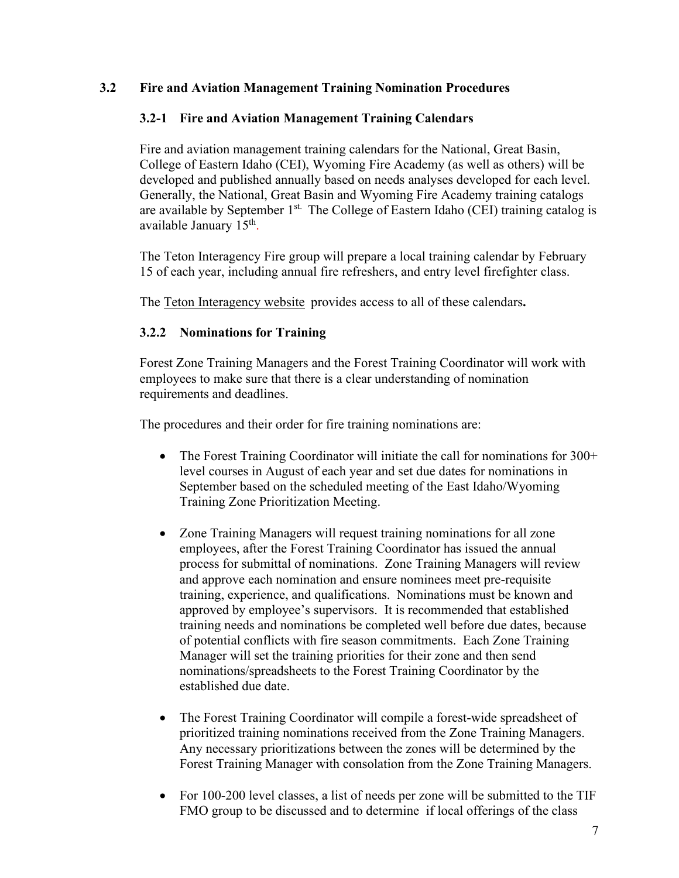## 3.2 Fire and Aviation Management Training Nomination Procedures

### 3.2-1 Fire and Aviation Management Training Calendars

Fire and aviation management training calendars for the National, Great Basin, College of Eastern Idaho (CEI), Wyoming Fire Academy (as well as others) will be developed and published annually based on needs analyses developed for each level. Generally, the National, Great Basin and Wyoming Fire Academy training catalogs are available by September 1st. The College of Eastern Idaho (CEI) training catalog is available January 15th.

The Teton Interagency Fire group will prepare a local training calendar by February 15 of each year, including annual fire refreshers, and entry level firefighter class.

The Teton Interagency website provides access to all of these calendars**.**

### 3.2.2 Nominations for Training

Forest Zone Training Managers and the Forest Training Coordinator will work with employees to make sure that there is a clear understanding of nomination requirements and deadlines.

The procedures and their order for fire training nominations are:

- The Forest Training Coordinator will initiate the call for nominations for 300+ level courses in August of each year and set due dates for nominations in September based on the scheduled meeting of the East Idaho/Wyoming Training Zone Prioritization Meeting.
- Zone Training Managers will request training nominations for all zone employees, after the Forest Training Coordinator has issued the annual process for submittal of nominations. Zone Training Managers will review and approve each nomination and ensure nominees meet pre-requisite training, experience, and qualifications. Nominations must be known and approved by employee's supervisors. It is recommended that established training needs and nominations be completed well before due dates, because of potential conflicts with fire season commitments. Each Zone Training Manager will set the training priorities for their zone and then send nominations/spreadsheets to the Forest Training Coordinator by the established due date.
- The Forest Training Coordinator will compile a forest-wide spreadsheet of prioritized training nominations received from the Zone Training Managers. Any necessary prioritizations between the zones will be determined by the Forest Training Manager with consolation from the Zone Training Managers.
- For 100-200 level classes, a list of needs per zone will be submitted to the TIF FMO group to be discussed and to determine if local offerings of the class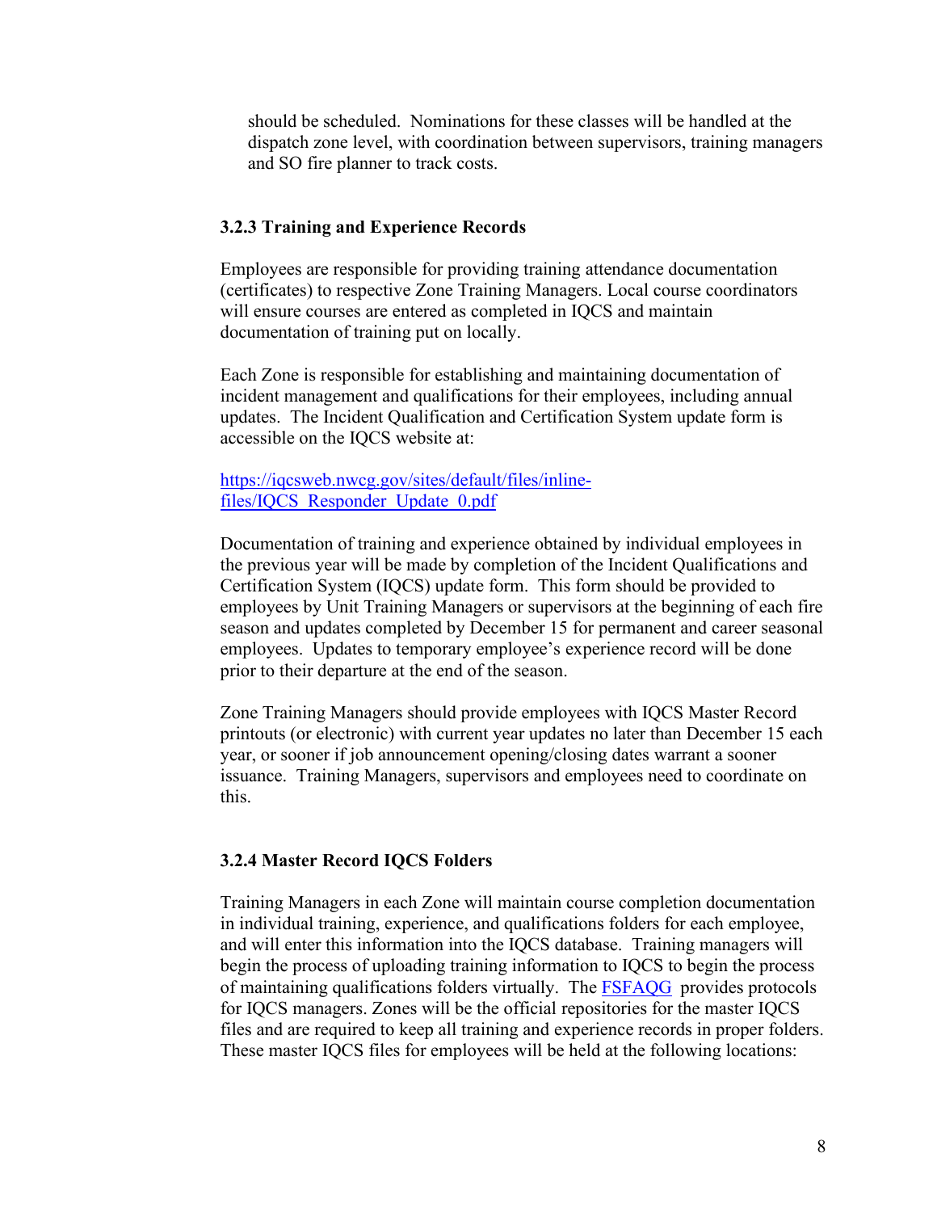should be scheduled. Nominations for these classes will be handled at the dispatch zone level, with coordination between supervisors, training managers and SO fire planner to track costs.

### 3.2.3 Training and Experience Records

Employees are responsible for providing training attendance documentation (certificates) to respective Zone Training Managers. Local course coordinators will ensure courses are entered as completed in IQCS and maintain documentation of training put on locally.

Each Zone is responsible for establishing and maintaining documentation of incident management and qualifications for their employees, including annual updates. The Incident Qualification and Certification System update form is accessible on the IQCS website at:

[https://iqcsweb.nwcg.gov/sites/default/files/inline-files/IQCS_Responder_Update_0.pdf](https://iqcsweb.nwcg.gov/sites/default/files/inline-files/IQCS_Responder_Update_0.pdf)

Documentation of training and experience obtained by individual employees in the previous year will be made by completion of the Incident Qualifications and Certification System (IQCS) update form. This form should be provided to employees by Unit Training Managers or supervisors at the beginning of each fire season and updates completed by December 15 for permanent and career seasonal employees. Updates to temporary employee's experience record will be done prior to their departure at the end of the season.

Zone Training Managers should provide employees with IQCS Master Record printouts (or electronic) with current year updates no later than December 15 each year, or sooner if job announcement opening/closing dates warrant a sooner issuance. Training Managers, supervisors and employees need to coordinate on this.

### 3.2.4 Master Record IQCS Folders

Training Managers in each Zone will maintain course completion documentation in individual training, experience, and qualifications folders for each employee, and will enter this information into the IQCS database. Training managers will begin the process of uploading training information to IQCS to begin the process of maintaining qualifications folders virtually. The FSFAQG provides protocols for IQCS managers. Zones will be the official repositories for the master IQCS files and are required to keep all training and experience records in proper folders. These master IQCS files for employees will be held at the following locations: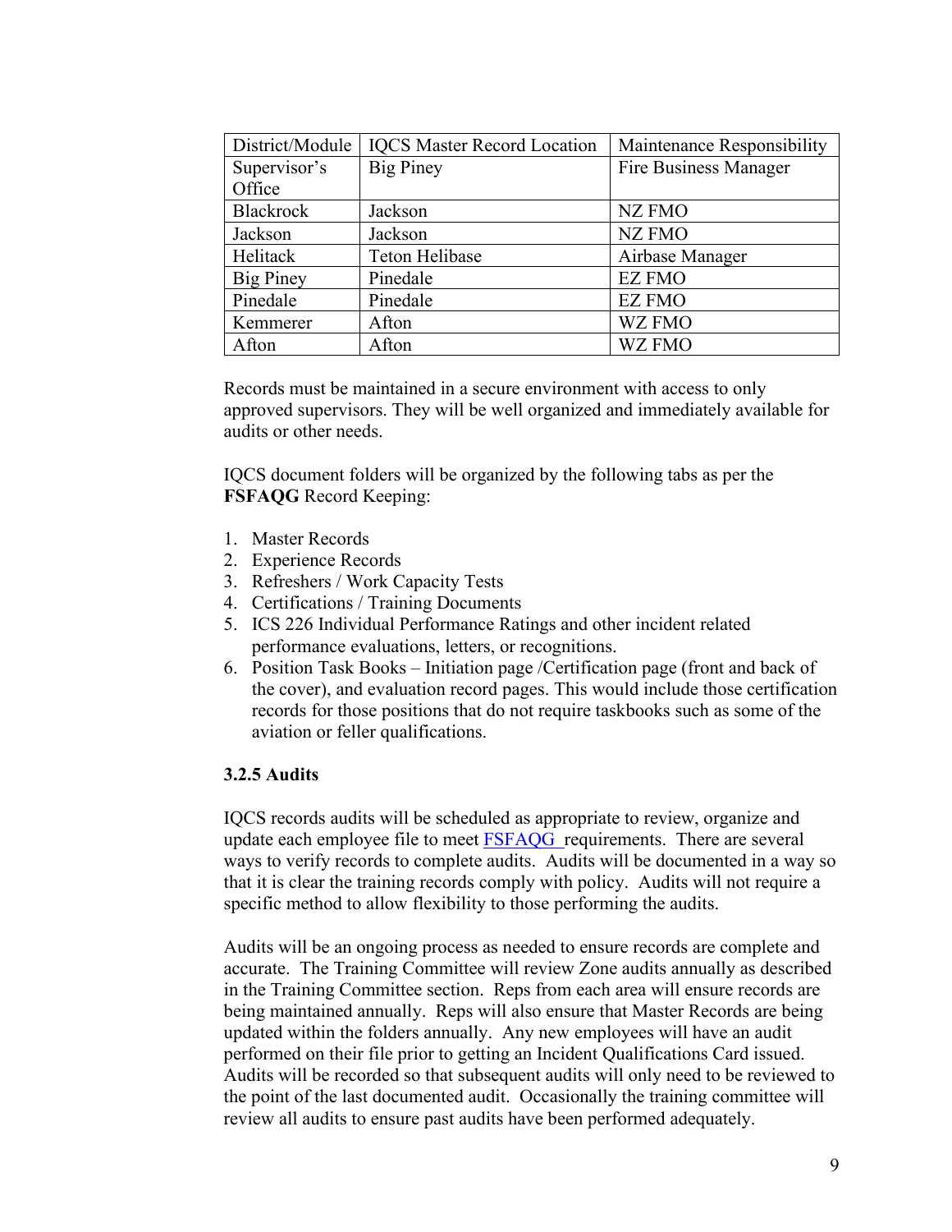| District/Module | IQCS Master Record Location | Maintenance Responsibility |
| --- | --- | --- |
| Supervisor's Office | Big Piney | Fire Business Manager |
| Blackrock | Jackson | NZ FMO |
| Jackson | Jackson | NZ FMO |
| Helitack | Teton Helibase | Airbase Manager |
| Big Piney | Pinedale | EZ FMO |
| Pinedale | Pinedale | EZ FMO |
| Kemmerer | Afton | WZ FMO |
| Afton | Afton | WZ FMO |

Records must be maintained in a secure environment with access to only approved supervisors. They will be well organized and immediately available for audits or other needs.

IQCS document folders will be organized by the following tabs as per the **FSFAQG** Record Keeping:

1. Master Records
2. Experience Records
3. Refreshers / Work Capacity Tests
4. Certifications / Training Documents
5. ICS 226 Individual Performance Ratings and other incident related performance evaluations, letters, or recognitions.
6. Position Task Books – Initiation page /Certification page (front and back of the cover), and evaluation record pages. This would include those certification records for those positions that do not require taskbooks such as some of the aviation or feller qualifications.

### 3.2.5 Audits

IQCS records audits will be scheduled as appropriate to review, organize and update each employee file to meet FSFAQG requirements. There are several ways to verify records to complete audits. Audits will be documented in a way so that it is clear the training records comply with policy. Audits will not require a specific method to allow flexibility to those performing the audits.

Audits will be an ongoing process as needed to ensure records are complete and accurate. The Training Committee will review Zone audits annually as described in the Training Committee section. Reps from each area will ensure records are being maintained annually. Reps will also ensure that Master Records are being updated within the folders annually. Any new employees will have an audit performed on their file prior to getting an Incident Qualifications Card issued. Audits will be recorded so that subsequent audits will only need to be reviewed to the point of the last documented audit. Occasionally the training committee will review all audits to ensure past audits have been performed adequately.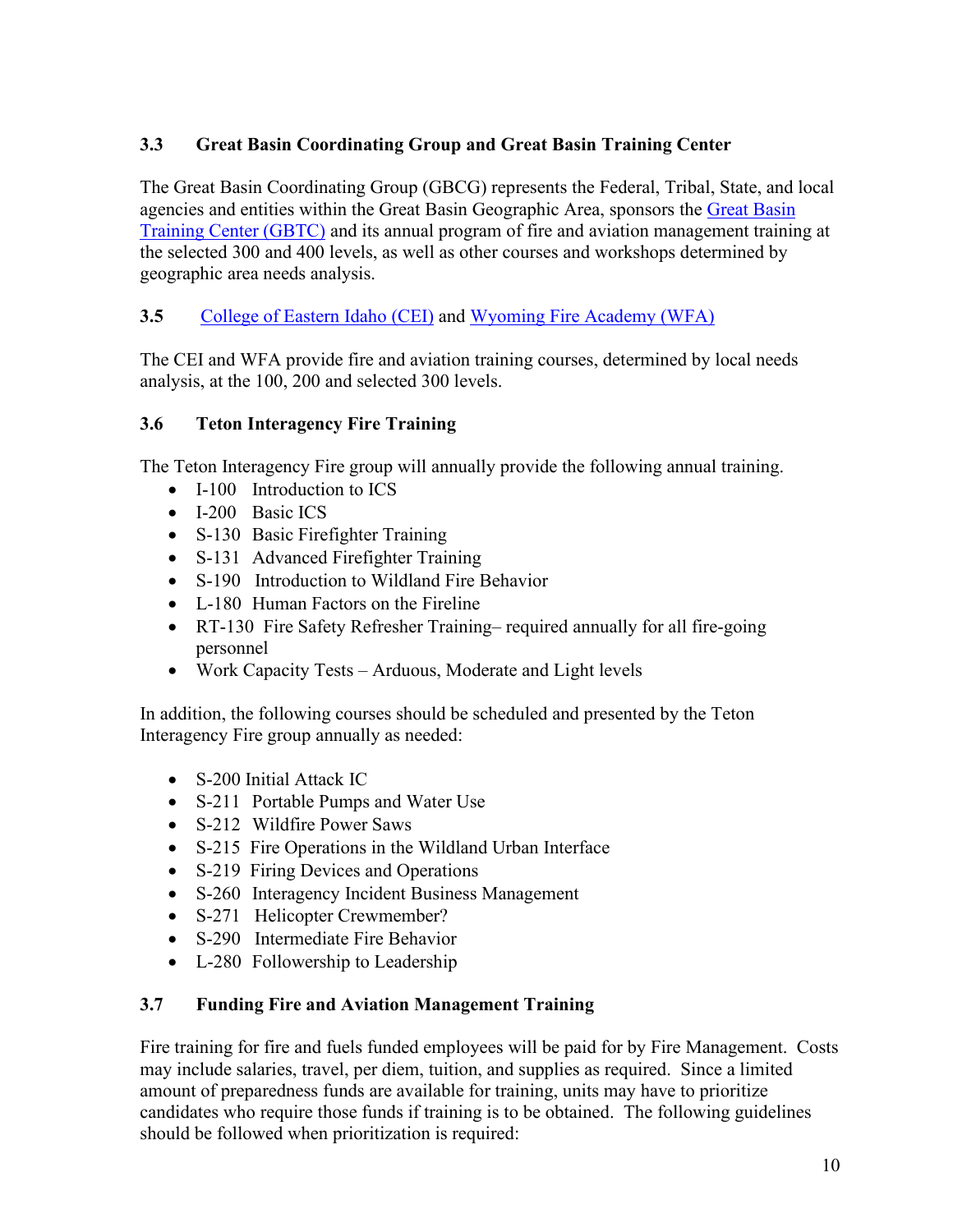### 3.3 Great Basin Coordinating Group and Great Basin Training Center

The Great Basin Coordinating Group (GBCG) represents the Federal, Tribal, State, and local agencies and entities within the Great Basin Geographic Area, sponsors the Great Basin Training Center (GBTC) and its annual program of fire and aviation management training at the selected 300 and 400 levels, as well as other courses and workshops determined by geographic area needs analysis.

### 3.5 College of Eastern Idaho (CEI) and Wyoming Fire Academy (WFA)

The CEI and WFA provide fire and aviation training courses, determined by local needs analysis, at the 100, 200 and selected 300 levels.

### 3.6 Teton Interagency Fire Training

The Teton Interagency Fire group will annually provide the following annual training.

- I-100 Introduction to ICS
- I-200 Basic ICS
- S-130 Basic Firefighter Training
- S-131 Advanced Firefighter Training
- S-190 Introduction to Wildland Fire Behavior
- L-180 Human Factors on the Fireline
- RT-130 Fire Safety Refresher Training– required annually for all fire-going personnel
- Work Capacity Tests – Arduous, Moderate and Light levels

In addition, the following courses should be scheduled and presented by the Teton Interagency Fire group annually as needed:

- S-200 Initial Attack IC
- S-211 Portable Pumps and Water Use
- S-212 Wildfire Power Saws
- S-215 Fire Operations in the Wildland Urban Interface
- S-219 Firing Devices and Operations
- S-260 Interagency Incident Business Management
- S-271 Helicopter Crewmember?
- S-290 Intermediate Fire Behavior
- L-280 Followership to Leadership

### 3.7 Funding Fire and Aviation Management Training

Fire training for fire and fuels funded employees will be paid for by Fire Management. Costs may include salaries, travel, per diem, tuition, and supplies as required. Since a limited amount of preparedness funds are available for training, units may have to prioritize candidates who require those funds if training is to be obtained. The following guidelines should be followed when prioritization is required: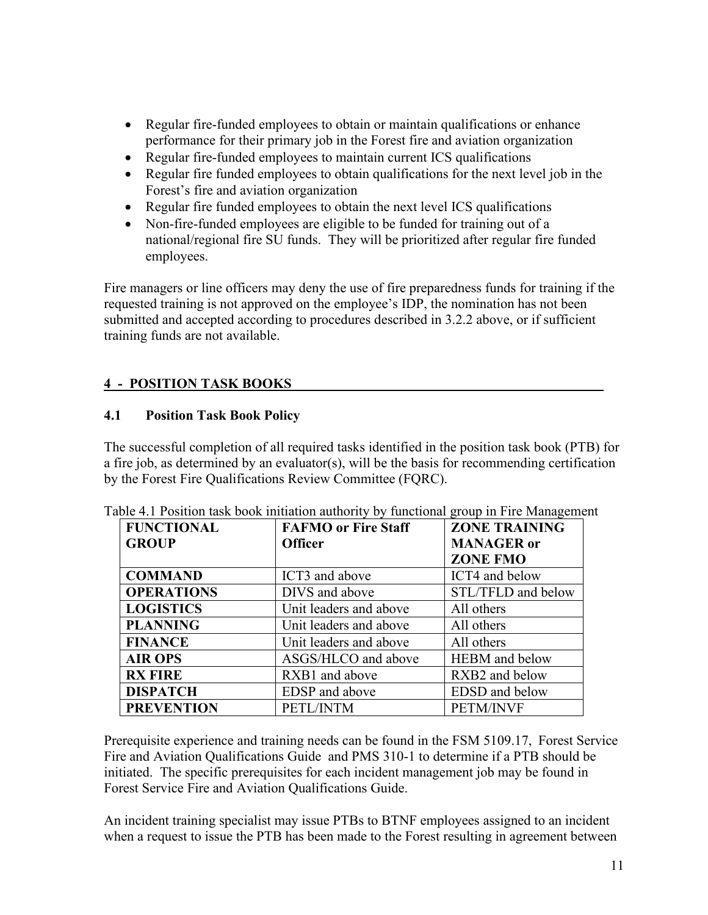- Regular fire-funded employees to obtain or maintain qualifications or enhance performance for their primary job in the Forest fire and aviation organization
- Regular fire-funded employees to maintain current ICS qualifications
- Regular fire funded employees to obtain qualifications for the next level job in the Forest's fire and aviation organization
- Regular fire funded employees to obtain the next level ICS qualifications
- Non-fire-funded employees are eligible to be funded for training out of a national/regional fire SU funds. They will be prioritized after regular fire funded employees.

Fire managers or line officers may deny the use of fire preparedness funds for training if the requested training is not approved on the employee's IDP, the nomination has not been submitted and accepted according to procedures described in 3.2.2 above, or if sufficient training funds are not available.

## 4 - POSITION TASK BOOKS

### 4.1 Position Task Book Policy

The successful completion of all required tasks identified in the position task book (PTB) for a fire job, as determined by an evaluator(s), will be the basis for recommending certification by the Forest Fire Qualifications Review Committee (FQRC).

Table 4.1 Position task book initiation authority by functional group in Fire Management

| FUNCTIONAL GROUP | FAFMO or Fire Staff Officer | ZONE TRAINING MANAGER or ZONE FMO |
|---|---|---|
| **COMMAND** | ICT3 and above | ICT4 and below |
| **OPERATIONS** | DIVS and above | STL/TFLD and below |
| **LOGISTICS** | Unit leaders and above | All others |
| **PLANNING** | Unit leaders and above | All others |
| **FINANCE** | Unit leaders and above | All others |
| **AIR OPS** | ASGS/HLCO and above | HEBM and below |
| **RX FIRE** | RXB1 and above | RXB2 and below |
| **DISPATCH** | EDSP and above | EDSD and below |
| **PREVENTION** | PETL/INTM | PETM/INVF |

Prerequisite experience and training needs can be found in the FSM 5109.17, Forest Service Fire and Aviation Qualifications Guide and PMS 310-1 to determine if a PTB should be initiated. The specific prerequisites for each incident management job may be found in Forest Service Fire and Aviation Qualifications Guide.

An incident training specialist may issue PTBs to BTNF employees assigned to an incident when a request to issue the PTB has been made to the Forest resulting in agreement between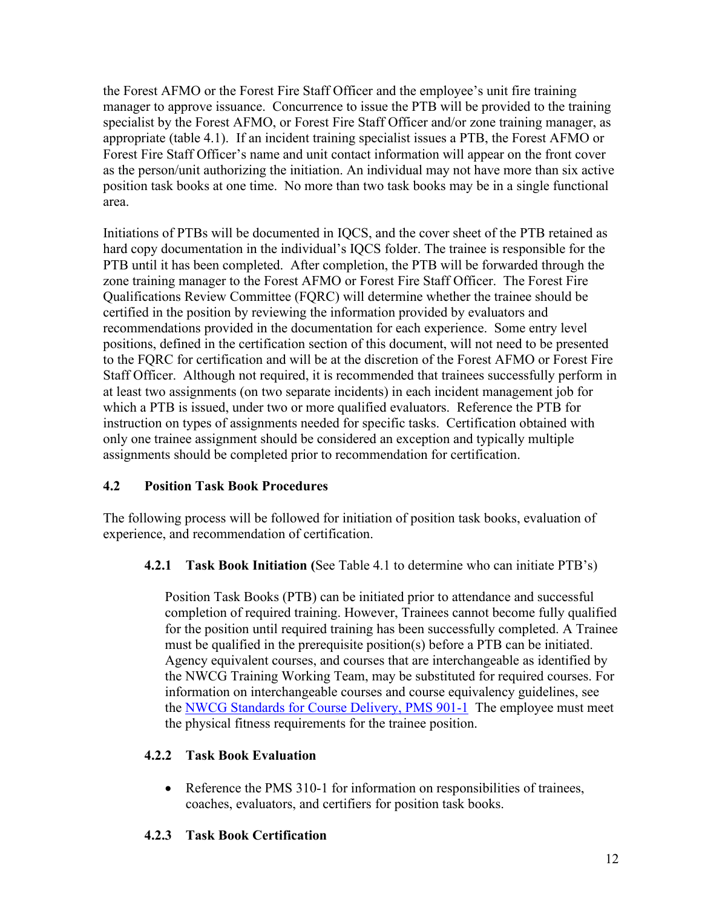the Forest AFMO or the Forest Fire Staff Officer and the employee's unit fire training manager to approve issuance. Concurrence to issue the PTB will be provided to the training specialist by the Forest AFMO, or Forest Fire Staff Officer and/or zone training manager, as appropriate (table 4.1). If an incident training specialist issues a PTB, the Forest AFMO or Forest Fire Staff Officer's name and unit contact information will appear on the front cover as the person/unit authorizing the initiation. An individual may not have more than six active position task books at one time. No more than two task books may be in a single functional area.

Initiations of PTBs will be documented in IQCS, and the cover sheet of the PTB retained as hard copy documentation in the individual's IQCS folder. The trainee is responsible for the PTB until it has been completed. After completion, the PTB will be forwarded through the zone training manager to the Forest AFMO or Forest Fire Staff Officer. The Forest Fire Qualifications Review Committee (FQRC) will determine whether the trainee should be certified in the position by reviewing the information provided by evaluators and recommendations provided in the documentation for each experience. Some entry level positions, defined in the certification section of this document, will not need to be presented to the FQRC for certification and will be at the discretion of the Forest AFMO or Forest Fire Staff Officer. Although not required, it is recommended that trainees successfully perform in at least two assignments (on two separate incidents) in each incident management job for which a PTB is issued, under two or more qualified evaluators. Reference the PTB for instruction on types of assignments needed for specific tasks. Certification obtained with only one trainee assignment should be considered an exception and typically multiple assignments should be completed prior to recommendation for certification.

## 4.2 Position Task Book Procedures

The following process will be followed for initiation of position task books, evaluation of experience, and recommendation of certification.

### 4.2.1 Task Book Initiation (See Table 4.1 to determine who can initiate PTB's)

Position Task Books (PTB) can be initiated prior to attendance and successful completion of required training. However, Trainees cannot become fully qualified for the position until required training has been successfully completed. A Trainee must be qualified in the prerequisite position(s) before a PTB can be initiated. Agency equivalent courses, and courses that are interchangeable as identified by the NWCG Training Working Team, may be substituted for required courses. For information on interchangeable courses and course equivalency guidelines, see the NWCG Standards for Course Delivery, PMS 901-1 The employee must meet the physical fitness requirements for the trainee position.

### 4.2.2 Task Book Evaluation

- Reference the PMS 310-1 for information on responsibilities of trainees, coaches, evaluators, and certifiers for position task books.

### 4.2.3 Task Book Certification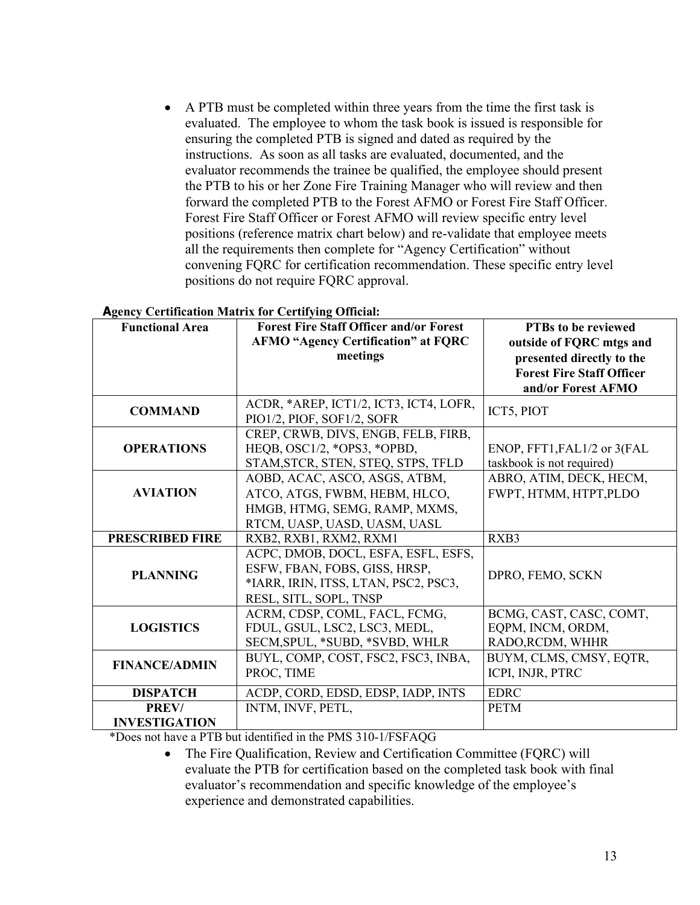- A PTB must be completed within three years from the time the first task is evaluated. The employee to whom the task book is issued is responsible for ensuring the completed PTB is signed and dated as required by the instructions. As soon as all tasks are evaluated, documented, and the evaluator recommends the trainee be qualified, the employee should present the PTB to his or her Zone Fire Training Manager who will review and then forward the completed PTB to the Forest AFMO or Forest Fire Staff Officer. Forest Fire Staff Officer or Forest AFMO will review specific entry level positions (reference matrix chart below) and re-validate that employee meets all the requirements then complete for "Agency Certification" without convening FQRC for certification recommendation. These specific entry level positions do not require FQRC approval.

**Agency Certification Matrix for Certifying Official:**

| Functional Area | Forest Fire Staff Officer and/or Forest AFMO "Agency Certification" at FQRC meetings | PTBs to be reviewed outside of FQRC mtgs and presented directly to the Forest Fire Staff Officer and/or Forest AFMO |
|---|---|---|
| **COMMAND** | ACDR, *AREP, ICT1/2, ICT3, ICT4, LOFR, PIO1/2, PIOF, SOF1/2, SOFR | ICT5, PIOT |
| **OPERATIONS** | CREP, CRWB, DIVS, ENGB, FELB, FIRB, HEQB, OSC1/2, *OPS3, *OPBD, STAM,STCR, STEN, STEQ, STPS, TFLD | ENOP, FFT1,FAL1/2 or 3(FAL taskbook is not required) |
| **AVIATION** | AOBD, ACAC, ASCO, ASGS, ATBM, ATCO, ATGS, FWBM, HEBM, HLCO, HMGB, HTMG, SEMG, RAMP, MXMS, RTCM, UASP, UASD, UASM, UASL | ABRO, ATIM, DECK, HECM, FWPT, HTMM, HTPT,PLDO |
| **PRESCRIBED FIRE** | RXB2, RXB1, RXM2, RXM1 | RXB3 |
| **PLANNING** | ACPC, DMOB, DOCL, ESFA, ESFL, ESFS, ESFW, FBAN, FOBS, GISS, HRSP, *IARR, IRIN, ITSS, LTAN, PSC2, PSC3, RESL, SITL, SOPL, TNSP | DPRO, FEMO, SCKN |
| **LOGISTICS** | ACRM, CDSP, COML, FACL, FCMG, FDUL, GSUL, LSC2, LSC3, MEDL, SECM,SPUL, *SUBD, *SVBD, WHLR | BCMG, CAST, CASC, COMT, EQPM, INCM, ORDM, RADO,RCDM, WHHR |
| **FINANCE/ADMIN** | BUYL, COMP, COST, FSC2, FSC3, INBA, PROC, TIME | BUYM, CLMS, CMSY, EQTR, ICPI, INJR, PTRC |
| **DISPATCH** | ACDP, CORD, EDSD, EDSP, IADP, INTS | EDRC |
| **PREV/ INVESTIGATION** | INTM, INVF, PETL, | PETM |

*Does not have a PTB but identified in the PMS 310-1/FSFAQG

- The Fire Qualification, Review and Certification Committee (FQRC) will evaluate the PTB for certification based on the completed task book with final evaluator's recommendation and specific knowledge of the employee's experience and demonstrated capabilities.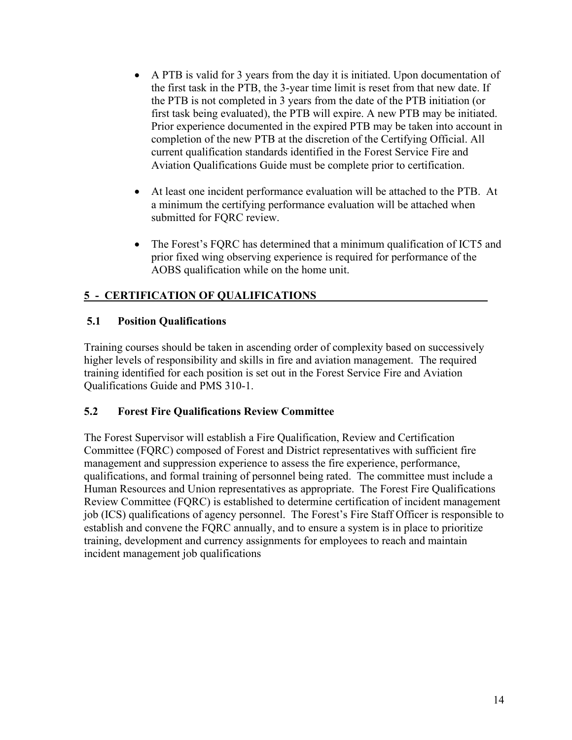- A PTB is valid for 3 years from the day it is initiated. Upon documentation of the first task in the PTB, the 3-year time limit is reset from that new date. If the PTB is not completed in 3 years from the date of the PTB initiation (or first task being evaluated), the PTB will expire. A new PTB may be initiated. Prior experience documented in the expired PTB may be taken into account in completion of the new PTB at the discretion of the Certifying Official. All current qualification standards identified in the Forest Service Fire and Aviation Qualifications Guide must be complete prior to certification.

- At least one incident performance evaluation will be attached to the PTB. At a minimum the certifying performance evaluation will be attached when submitted for FQRC review.

- The Forest's FQRC has determined that a minimum qualification of ICT5 and prior fixed wing observing experience is required for performance of the AOBS qualification while on the home unit.

## 5 - CERTIFICATION OF QUALIFICATIONS

### 5.1 Position Qualifications

Training courses should be taken in ascending order of complexity based on successively higher levels of responsibility and skills in fire and aviation management. The required training identified for each position is set out in the Forest Service Fire and Aviation Qualifications Guide and PMS 310-1.

### 5.2 Forest Fire Qualifications Review Committee

The Forest Supervisor will establish a Fire Qualification, Review and Certification Committee (FQRC) composed of Forest and District representatives with sufficient fire management and suppression experience to assess the fire experience, performance, qualifications, and formal training of personnel being rated. The committee must include a Human Resources and Union representatives as appropriate. The Forest Fire Qualifications Review Committee (FQRC) is established to determine certification of incident management job (ICS) qualifications of agency personnel. The Forest's Fire Staff Officer is responsible to establish and convene the FQRC annually, and to ensure a system is in place to prioritize training, development and currency assignments for employees to reach and maintain incident management job qualifications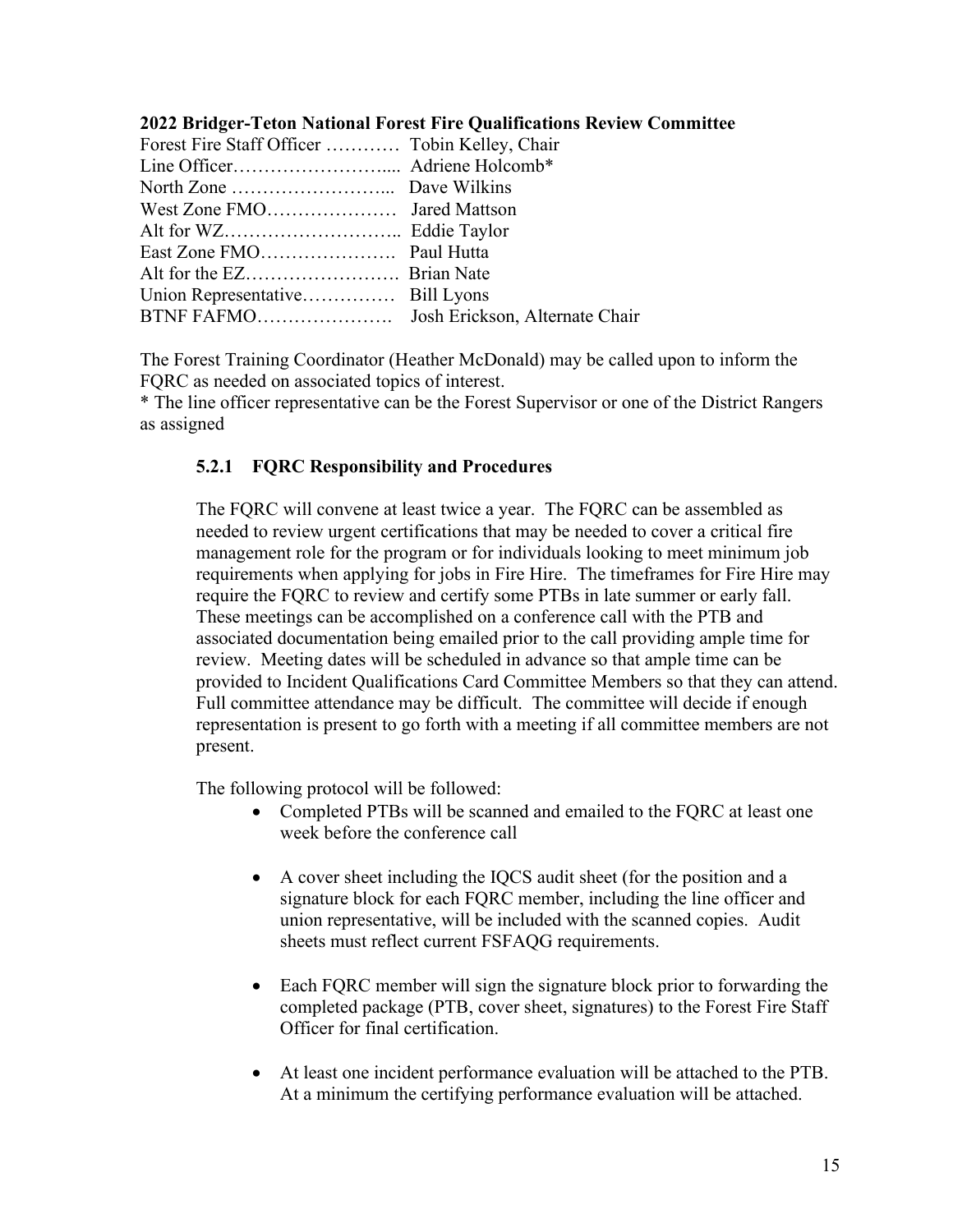**2022 Bridger-Teton National Forest Fire Qualifications Review Committee**

Forest Fire Staff Officer ………… Tobin Kelley, Chair
Line Officer……………………..... Adriene Holcomb*
North Zone ……………………... Dave Wilkins
West Zone FMO………………… Jared Mattson
Alt for WZ……………………….. Eddie Taylor
East Zone FMO…………………. Paul Hutta
Alt for the EZ……………………. Brian Nate
Union Representative…………… Bill Lyons
BTNF FAFMO…………………. Josh Erickson, Alternate Chair

The Forest Training Coordinator (Heather McDonald) may be called upon to inform the FQRC as needed on associated topics of interest.
* The line officer representative can be the Forest Supervisor or one of the District Rangers as assigned

### 5.2.1 FQRC Responsibility and Procedures

The FQRC will convene at least twice a year. The FQRC can be assembled as needed to review urgent certifications that may be needed to cover a critical fire management role for the program or for individuals looking to meet minimum job requirements when applying for jobs in Fire Hire. The timeframes for Fire Hire may require the FQRC to review and certify some PTBs in late summer or early fall. These meetings can be accomplished on a conference call with the PTB and associated documentation being emailed prior to the call providing ample time for review. Meeting dates will be scheduled in advance so that ample time can be provided to Incident Qualifications Card Committee Members so that they can attend. Full committee attendance may be difficult. The committee will decide if enough representation is present to go forth with a meeting if all committee members are not present.

The following protocol will be followed:

- Completed PTBs will be scanned and emailed to the FQRC at least one week before the conference call
- A cover sheet including the IQCS audit sheet (for the position and a signature block for each FQRC member, including the line officer and union representative, will be included with the scanned copies. Audit sheets must reflect current FSFAQG requirements.
- Each FQRC member will sign the signature block prior to forwarding the completed package (PTB, cover sheet, signatures) to the Forest Fire Staff Officer for final certification.
- At least one incident performance evaluation will be attached to the PTB. At a minimum the certifying performance evaluation will be attached.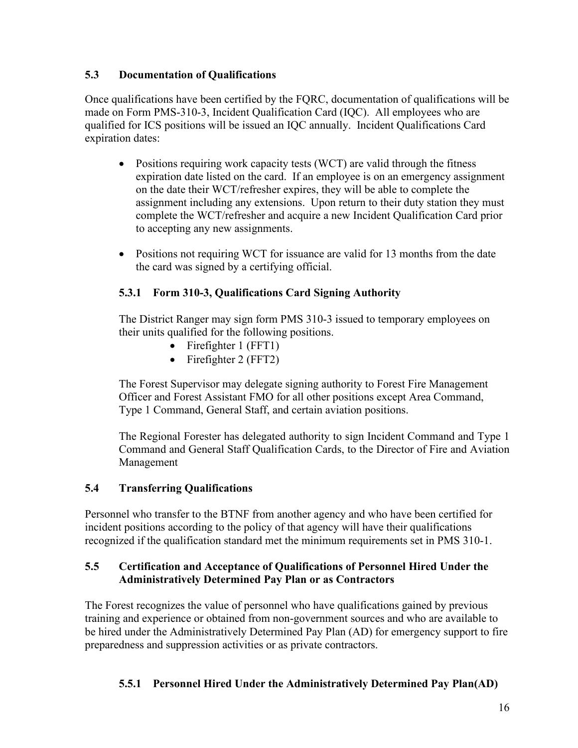### 5.3 Documentation of Qualifications

Once qualifications have been certified by the FQRC, documentation of qualifications will be made on Form PMS-310-3, Incident Qualification Card (IQC). All employees who are qualified for ICS positions will be issued an IQC annually. Incident Qualifications Card expiration dates:

- Positions requiring work capacity tests (WCT) are valid through the fitness expiration date listed on the card. If an employee is on an emergency assignment on the date their WCT/refresher expires, they will be able to complete the assignment including any extensions. Upon return to their duty station they must complete the WCT/refresher and acquire a new Incident Qualification Card prior to accepting any new assignments.
- Positions not requiring WCT for issuance are valid for 13 months from the date the card was signed by a certifying official.

#### 5.3.1 Form 310-3, Qualifications Card Signing Authority

The District Ranger may sign form PMS 310-3 issued to temporary employees on their units qualified for the following positions.

- Firefighter 1 (FFT1)
- Firefighter 2 (FFT2)

The Forest Supervisor may delegate signing authority to Forest Fire Management Officer and Forest Assistant FMO for all other positions except Area Command, Type 1 Command, General Staff, and certain aviation positions.

The Regional Forester has delegated authority to sign Incident Command and Type 1 Command and General Staff Qualification Cards, to the Director of Fire and Aviation Management

### 5.4 Transferring Qualifications

Personnel who transfer to the BTNF from another agency and who have been certified for incident positions according to the policy of that agency will have their qualifications recognized if the qualification standard met the minimum requirements set in PMS 310-1.

### 5.5 Certification and Acceptance of Qualifications of Personnel Hired Under the Administratively Determined Pay Plan or as Contractors

The Forest recognizes the value of personnel who have qualifications gained by previous training and experience or obtained from non-government sources and who are available to be hired under the Administratively Determined Pay Plan (AD) for emergency support to fire preparedness and suppression activities or as private contractors.

#### 5.5.1 Personnel Hired Under the Administratively Determined Pay Plan(AD)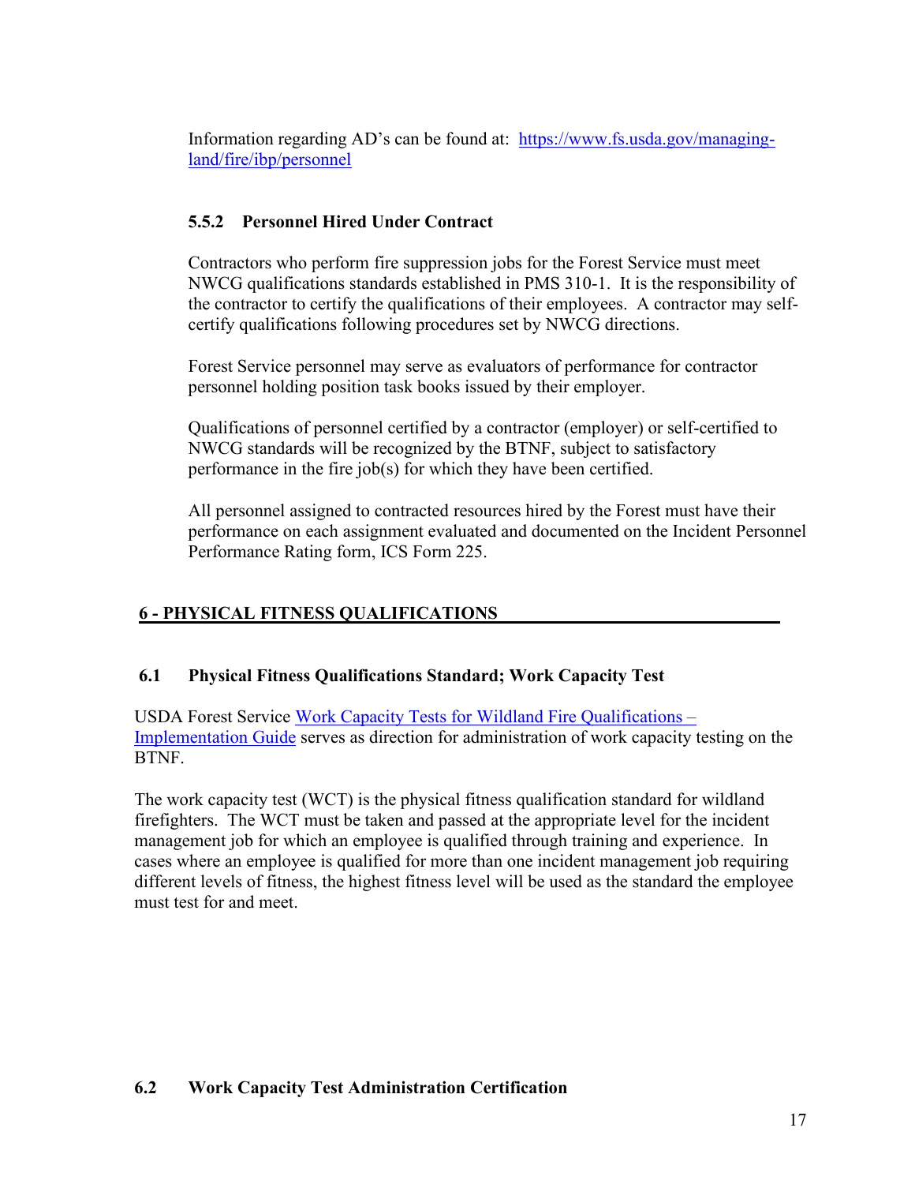Information regarding AD's can be found at: [https://www.fs.usda.gov/managing-land/fire/ibp/personnel](https://www.fs.usda.gov/managing-land/fire/ibp/personnel)

### 5.5.2 Personnel Hired Under Contract

Contractors who perform fire suppression jobs for the Forest Service must meet NWCG qualifications standards established in PMS 310-1. It is the responsibility of the contractor to certify the qualifications of their employees. A contractor may self-certify qualifications following procedures set by NWCG directions.

Forest Service personnel may serve as evaluators of performance for contractor personnel holding position task books issued by their employer.

Qualifications of personnel certified by a contractor (employer) or self-certified to NWCG standards will be recognized by the BTNF, subject to satisfactory performance in the fire job(s) for which they have been certified.

All personnel assigned to contracted resources hired by the Forest must have their performance on each assignment evaluated and documented on the Incident Personnel Performance Rating form, ICS Form 225.

# 6 - PHYSICAL FITNESS QUALIFICATIONS

## 6.1 Physical Fitness Qualifications Standard; Work Capacity Test

USDA Forest Service [Work Capacity Tests for Wildland Fire Qualifications – Implementation Guide]() serves as direction for administration of work capacity testing on the BTNF.

The work capacity test (WCT) is the physical fitness qualification standard for wildland firefighters. The WCT must be taken and passed at the appropriate level for the incident management job for which an employee is qualified through training and experience. In cases where an employee is qualified for more than one incident management job requiring different levels of fitness, the highest fitness level will be used as the standard the employee must test for and meet.

## 6.2 Work Capacity Test Administration Certification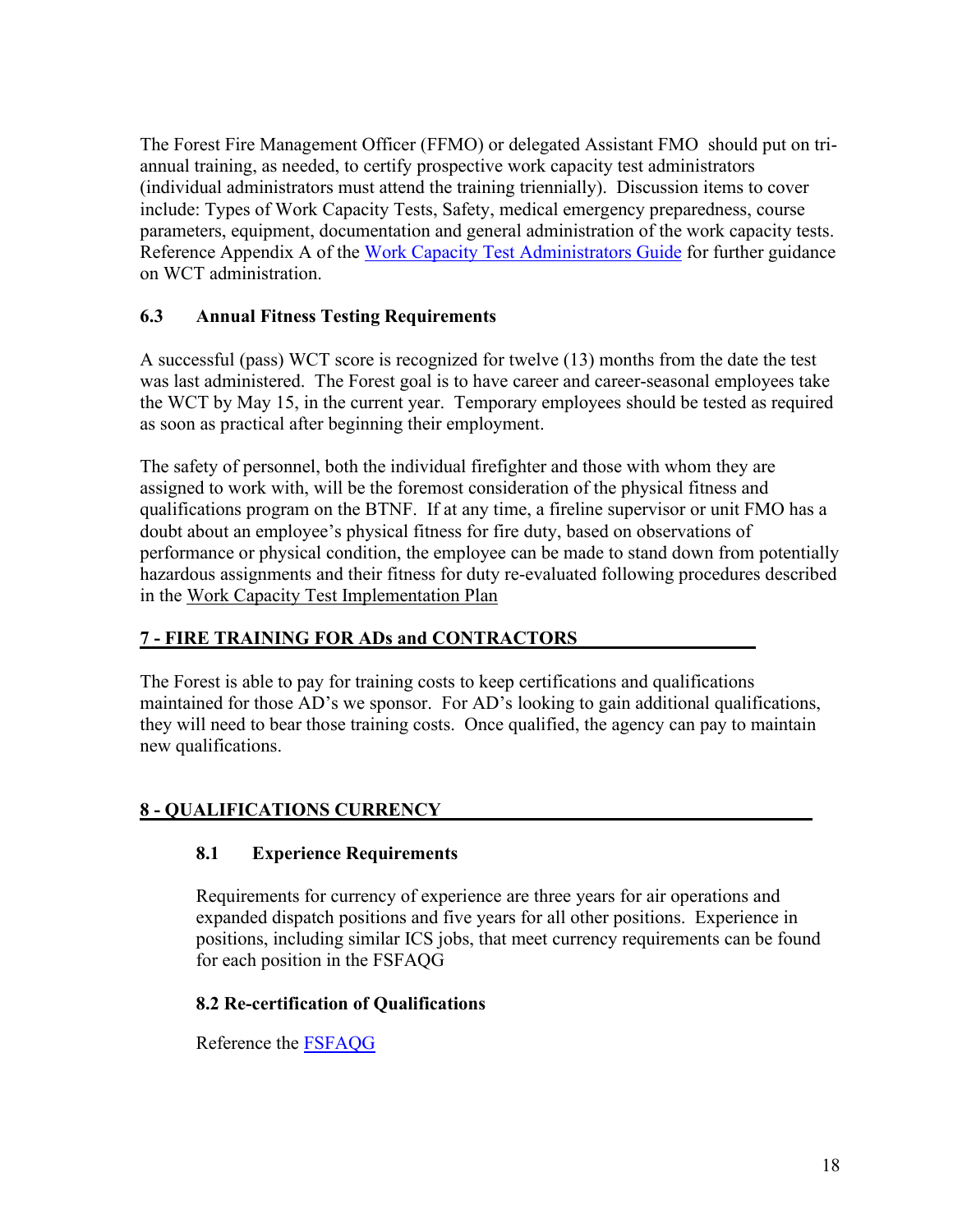The Forest Fire Management Officer (FFMO) or delegated Assistant FMO should put on tri-annual training, as needed, to certify prospective work capacity test administrators (individual administrators must attend the training triennially). Discussion items to cover include: Types of Work Capacity Tests, Safety, medical emergency preparedness, course parameters, equipment, documentation and general administration of the work capacity tests. Reference Appendix A of the [Work Capacity Test Administrators Guide] for further guidance on WCT administration.

### 6.3 Annual Fitness Testing Requirements

A successful (pass) WCT score is recognized for twelve (13) months from the date the test was last administered. The Forest goal is to have career and career-seasonal employees take the WCT by May 15, in the current year. Temporary employees should be tested as required as soon as practical after beginning their employment.

The safety of personnel, both the individual firefighter and those with whom they are assigned to work with, will be the foremost consideration of the physical fitness and qualifications program on the BTNF. If at any time, a fireline supervisor or unit FMO has a doubt about an employee's physical fitness for fire duty, based on observations of performance or physical condition, the employee can be made to stand down from potentially hazardous assignments and their fitness for duty re-evaluated following procedures described in the Work Capacity Test Implementation Plan

## 7 - FIRE TRAINING FOR ADs and CONTRACTORS

The Forest is able to pay for training costs to keep certifications and qualifications maintained for those AD's we sponsor. For AD's looking to gain additional qualifications, they will need to bear those training costs. Once qualified, the agency can pay to maintain new qualifications.

## 8 - QUALIFICATIONS CURRENCY

### 8.1 Experience Requirements

Requirements for currency of experience are three years for air operations and expanded dispatch positions and five years for all other positions. Experience in positions, including similar ICS jobs, that meet currency requirements can be found for each position in the FSFAQG

### 8.2 Re-certification of Qualifications

Reference the [FSFAQG]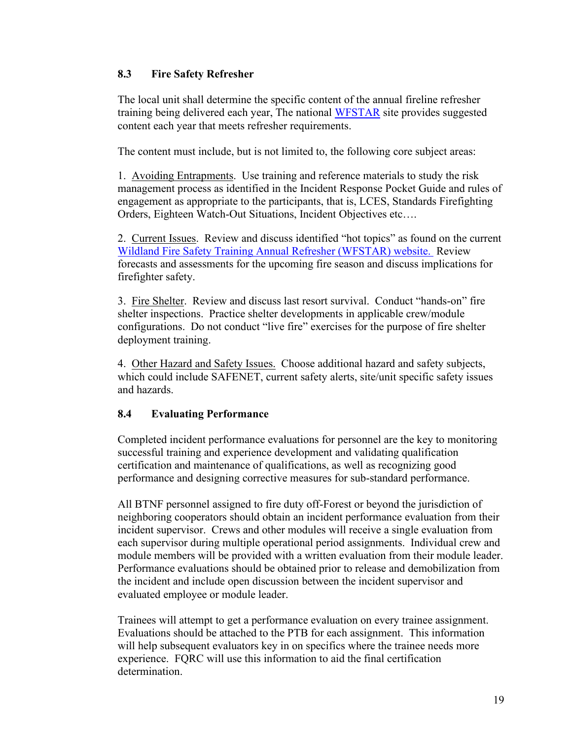## 8.3 Fire Safety Refresher

The local unit shall determine the specific content of the annual fireline refresher training being delivered each year, The national WFSTAR site provides suggested content each year that meets refresher requirements.

The content must include, but is not limited to, the following core subject areas:

1. Avoiding Entrapments. Use training and reference materials to study the risk management process as identified in the Incident Response Pocket Guide and rules of engagement as appropriate to the participants, that is, LCES, Standards Firefighting Orders, Eighteen Watch-Out Situations, Incident Objectives etc….

2. Current Issues. Review and discuss identified "hot topics" as found on the current Wildland Fire Safety Training Annual Refresher (WFSTAR) website. Review forecasts and assessments for the upcoming fire season and discuss implications for firefighter safety.

3. Fire Shelter. Review and discuss last resort survival. Conduct "hands-on" fire shelter inspections. Practice shelter developments in applicable crew/module configurations. Do not conduct "live fire" exercises for the purpose of fire shelter deployment training.

4. Other Hazard and Safety Issues. Choose additional hazard and safety subjects, which could include SAFENET, current safety alerts, site/unit specific safety issues and hazards.

## 8.4 Evaluating Performance

Completed incident performance evaluations for personnel are the key to monitoring successful training and experience development and validating qualification certification and maintenance of qualifications, as well as recognizing good performance and designing corrective measures for sub-standard performance.

All BTNF personnel assigned to fire duty off-Forest or beyond the jurisdiction of neighboring cooperators should obtain an incident performance evaluation from their incident supervisor. Crews and other modules will receive a single evaluation from each supervisor during multiple operational period assignments. Individual crew and module members will be provided with a written evaluation from their module leader. Performance evaluations should be obtained prior to release and demobilization from the incident and include open discussion between the incident supervisor and evaluated employee or module leader.

Trainees will attempt to get a performance evaluation on every trainee assignment. Evaluations should be attached to the PTB for each assignment. This information will help subsequent evaluators key in on specifics where the trainee needs more experience. FQRC will use this information to aid the final certification determination.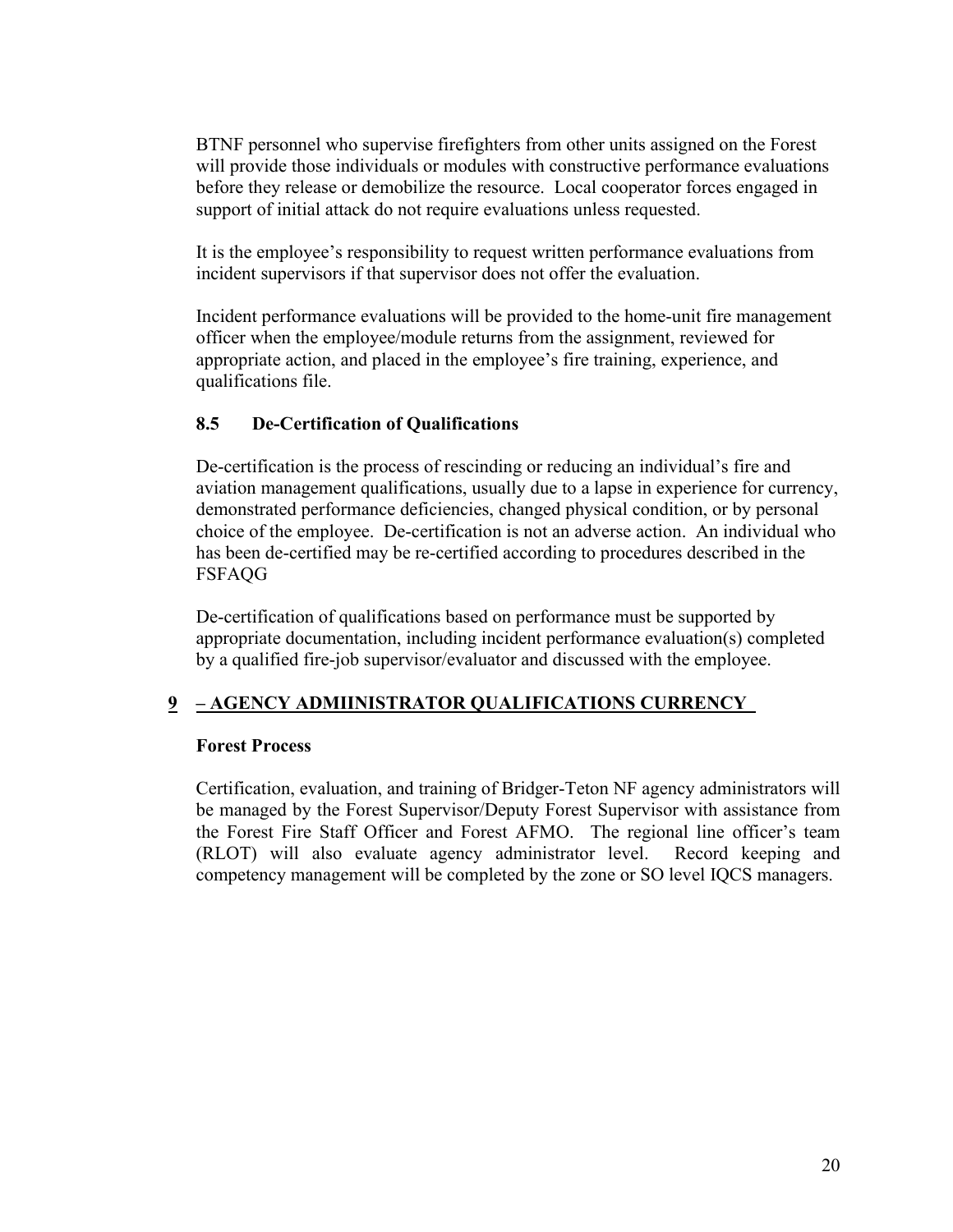BTNF personnel who supervise firefighters from other units assigned on the Forest will provide those individuals or modules with constructive performance evaluations before they release or demobilize the resource. Local cooperator forces engaged in support of initial attack do not require evaluations unless requested.

It is the employee's responsibility to request written performance evaluations from incident supervisors if that supervisor does not offer the evaluation.

Incident performance evaluations will be provided to the home-unit fire management officer when the employee/module returns from the assignment, reviewed for appropriate action, and placed in the employee's fire training, experience, and qualifications file.

### 8.5 De-Certification of Qualifications

De-certification is the process of rescinding or reducing an individual's fire and aviation management qualifications, usually due to a lapse in experience for currency, demonstrated performance deficiencies, changed physical condition, or by personal choice of the employee. De-certification is not an adverse action. An individual who has been de-certified may be re-certified according to procedures described in the FSFAQG

De-certification of qualifications based on performance must be supported by appropriate documentation, including incident performance evaluation(s) completed by a qualified fire-job supervisor/evaluator and discussed with the employee.

## 9 – AGENCY ADMIINISTRATOR QUALIFICATIONS CURRENCY

**Forest Process**

Certification, evaluation, and training of Bridger-Teton NF agency administrators will be managed by the Forest Supervisor/Deputy Forest Supervisor with assistance from the Forest Fire Staff Officer and Forest AFMO. The regional line officer's team (RLOT) will also evaluate agency administrator level. Record keeping and competency management will be completed by the zone or SO level IQCS managers.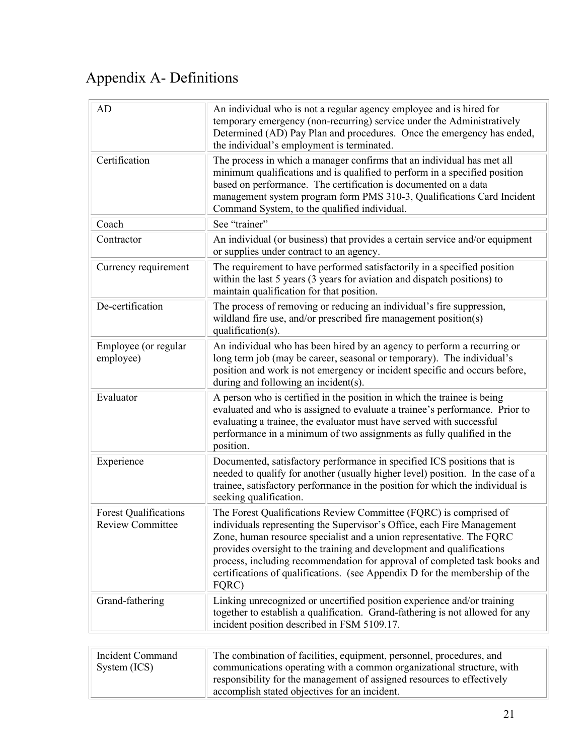# Appendix A- Definitions

| | |
|---|---|
| AD | An individual who is not a regular agency employee and is hired for temporary emergency (non-recurring) service under the Administratively Determined (AD) Pay Plan and procedures. Once the emergency has ended, the individual's employment is terminated. |
| Certification | The process in which a manager confirms that an individual has met all minimum qualifications and is qualified to perform in a specified position based on performance. The certification is documented on a data management system program form PMS 310-3, Qualifications Card Incident Command System, to the qualified individual. |
| Coach | See "trainer" |
| Contractor | An individual (or business) that provides a certain service and/or equipment or supplies under contract to an agency. |
| Currency requirement | The requirement to have performed satisfactorily in a specified position within the last 5 years (3 years for aviation and dispatch positions) to maintain qualification for that position. |
| De-certification | The process of removing or reducing an individual's fire suppression, wildland fire use, and/or prescribed fire management position(s) qualification(s). |
| Employee (or regular employee) | An individual who has been hired by an agency to perform a recurring or long term job (may be career, seasonal or temporary). The individual's position and work is not emergency or incident specific and occurs before, during and following an incident(s). |
| Evaluator | A person who is certified in the position in which the trainee is being evaluated and who is assigned to evaluate a trainee's performance. Prior to evaluating a trainee, the evaluator must have served with successful performance in a minimum of two assignments as fully qualified in the position. |
| Experience | Documented, satisfactory performance in specified ICS positions that is needed to qualify for another (usually higher level) position. In the case of a trainee, satisfactory performance in the position for which the individual is seeking qualification. |
| Forest Qualifications Review Committee | The Forest Qualifications Review Committee (FQRC) is comprised of individuals representing the Supervisor's Office, each Fire Management Zone, human resource specialist and a union representative. The FQRC provides oversight to the training and development and qualifications process, including recommendation for approval of completed task books and certifications of qualifications. (see Appendix D for the membership of the FQRC) |
| Grand-fathering | Linking unrecognized or uncertified position experience and/or training together to establish a qualification. Grand-fathering is not allowed for any incident position described in FSM 5109.17. |
| Incident Command System (ICS) | The combination of facilities, equipment, personnel, procedures, and communications operating with a common organizational structure, with responsibility for the management of assigned resources to effectively accomplish stated objectives for an incident. |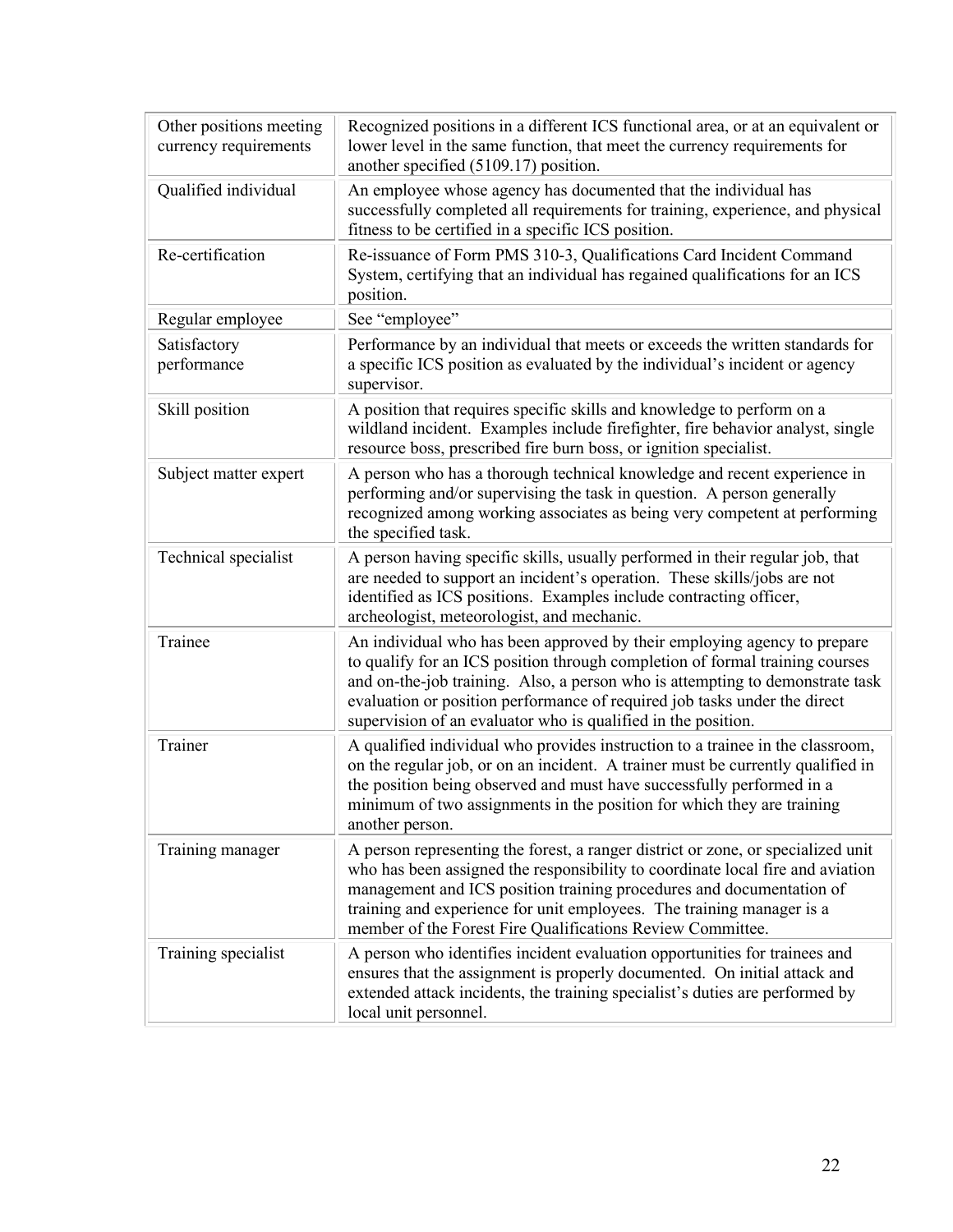| | |
|---|---|
| Other positions meeting currency requirements | Recognized positions in a different ICS functional area, or at an equivalent or lower level in the same function, that meet the currency requirements for another specified (5109.17) position. |
| Qualified individual | An employee whose agency has documented that the individual has successfully completed all requirements for training, experience, and physical fitness to be certified in a specific ICS position. |
| Re-certification | Re-issuance of Form PMS 310-3, Qualifications Card Incident Command System, certifying that an individual has regained qualifications for an ICS position. |
| Regular employee | See "employee" |
| Satisfactory performance | Performance by an individual that meets or exceeds the written standards for a specific ICS position as evaluated by the individual's incident or agency supervisor. |
| Skill position | A position that requires specific skills and knowledge to perform on a wildland incident. Examples include firefighter, fire behavior analyst, single resource boss, prescribed fire burn boss, or ignition specialist. |
| Subject matter expert | A person who has a thorough technical knowledge and recent experience in performing and/or supervising the task in question. A person generally recognized among working associates as being very competent at performing the specified task. |
| Technical specialist | A person having specific skills, usually performed in their regular job, that are needed to support an incident's operation. These skills/jobs are not identified as ICS positions. Examples include contracting officer, archeologist, meteorologist, and mechanic. |
| Trainee | An individual who has been approved by their employing agency to prepare to qualify for an ICS position through completion of formal training courses and on-the-job training. Also, a person who is attempting to demonstrate task evaluation or position performance of required job tasks under the direct supervision of an evaluator who is qualified in the position. |
| Trainer | A qualified individual who provides instruction to a trainee in the classroom, on the regular job, or on an incident. A trainer must be currently qualified in the position being observed and must have successfully performed in a minimum of two assignments in the position for which they are training another person. |
| Training manager | A person representing the forest, a ranger district or zone, or specialized unit who has been assigned the responsibility to coordinate local fire and aviation management and ICS position training procedures and documentation of training and experience for unit employees. The training manager is a member of the Forest Fire Qualifications Review Committee. |
| Training specialist | A person who identifies incident evaluation opportunities for trainees and ensures that the assignment is properly documented. On initial attack and extended attack incidents, the training specialist's duties are performed by local unit personnel. |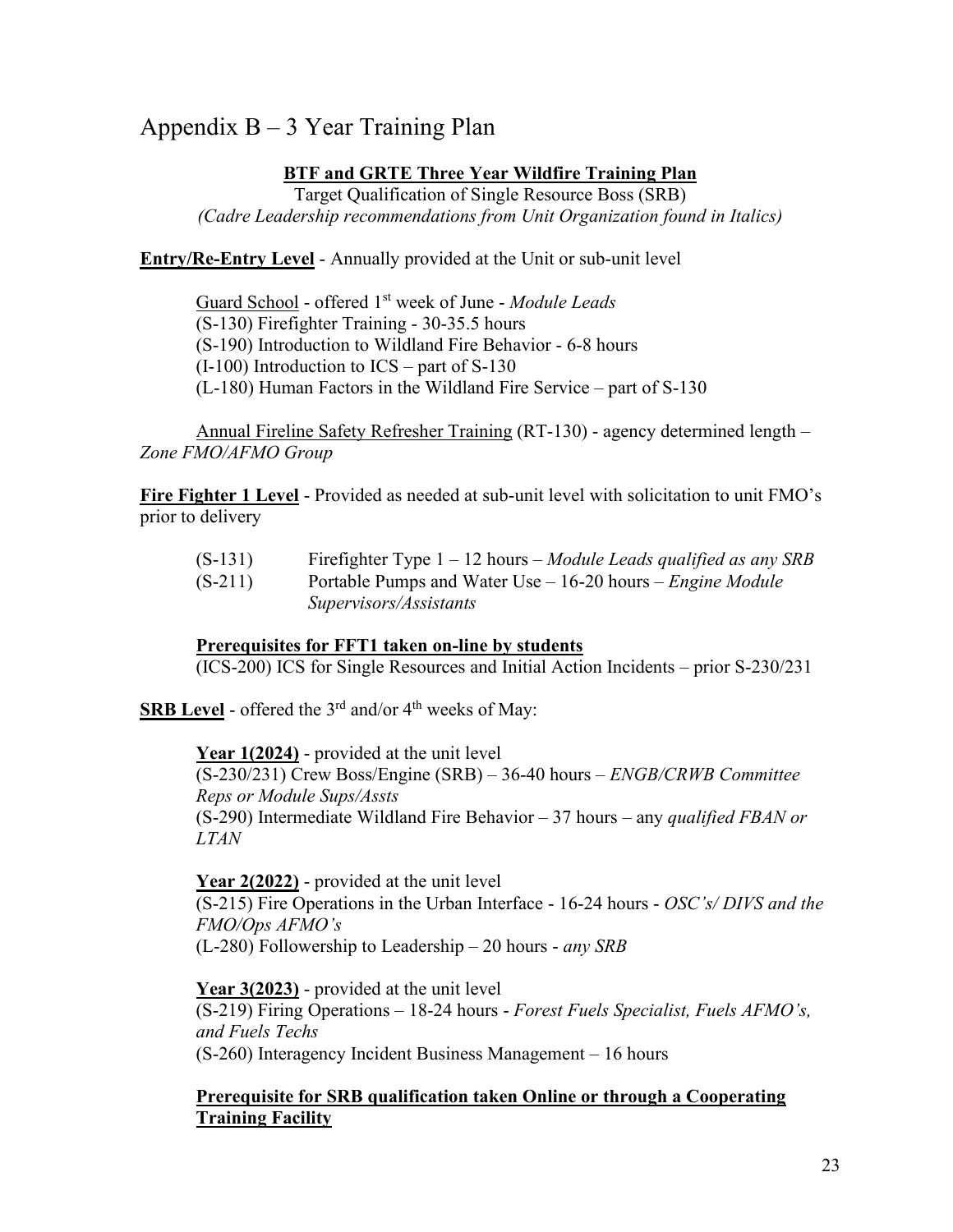# Appendix B – 3 Year Training Plan

**BTF and GRTE Three Year Wildfire Training Plan**

Target Qualification of Single Resource Boss (SRB)

*(Cadre Leadership recommendations from Unit Organization found in Italics)*

**Entry/Re-Entry Level** - Annually provided at the Unit or sub-unit level

Guard School - offered 1st week of June - *Module Leads*
(S-130) Firefighter Training - 30-35.5 hours
(S-190) Introduction to Wildland Fire Behavior - 6-8 hours
(I-100) Introduction to ICS – part of S-130
(L-180) Human Factors in the Wildland Fire Service – part of S-130

Annual Fireline Safety Refresher Training (RT-130) - agency determined length – *Zone FMO/AFMO Group*

**Fire Fighter 1 Level** - Provided as needed at sub-unit level with solicitation to unit FMO's prior to delivery

(S-131) Firefighter Type 1 – 12 hours – *Module Leads qualified as any SRB*
(S-211) Portable Pumps and Water Use – 16-20 hours – *Engine Module Supervisors/Assistants*

**Prerequisites for FFT1 taken on-line by students**
(ICS-200) ICS for Single Resources and Initial Action Incidents – prior S-230/231

**SRB Level** - offered the 3rd and/or 4th weeks of May:

**Year 1(2024)** - provided at the unit level
(S-230/231) Crew Boss/Engine (SRB) – 36-40 hours – *ENGB/CRWB Committee Reps or Module Sups/Assts*
(S-290) Intermediate Wildland Fire Behavior – 37 hours – any *qualified FBAN or LTAN*

**Year 2(2022)** - provided at the unit level
(S-215) Fire Operations in the Urban Interface - 16-24 hours - *OSC's/ DIVS and the FMO/Ops AFMO's*
(L-280) Followership to Leadership – 20 hours - *any SRB*

**Year 3(2023)** - provided at the unit level
(S-219) Firing Operations – 18-24 hours - *Forest Fuels Specialist, Fuels AFMO's, and Fuels Techs*
(S-260) Interagency Incident Business Management – 16 hours

**Prerequisite for SRB qualification taken Online or through a Cooperating Training Facility**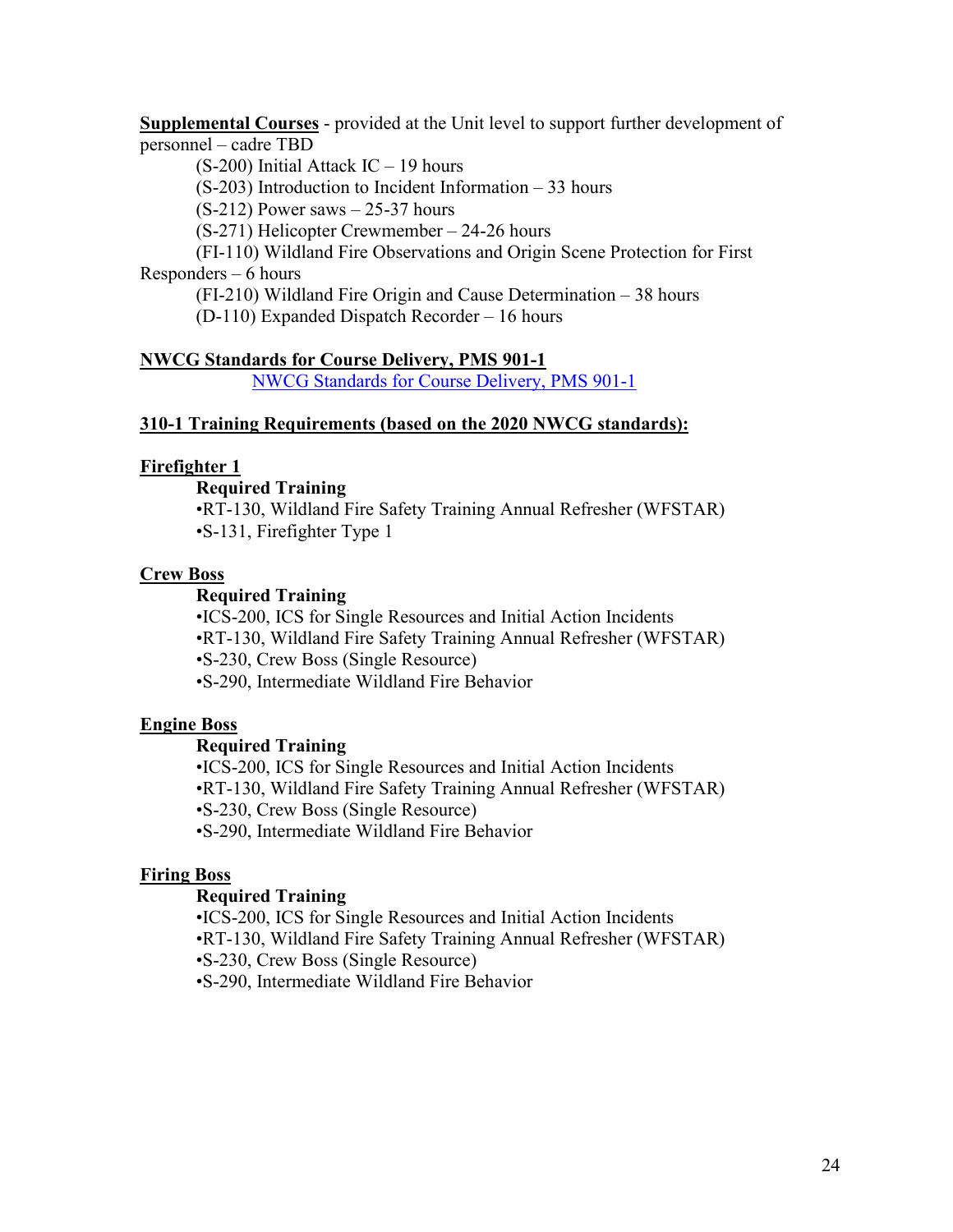**Supplemental Courses** - provided at the Unit level to support further development of personnel – cadre TBD

(S-200) Initial Attack IC – 19 hours
(S-203) Introduction to Incident Information – 33 hours
(S-212) Power saws – 25-37 hours
(S-271) Helicopter Crewmember – 24-26 hours
(FI-110) Wildland Fire Observations and Origin Scene Protection for First Responders – 6 hours
(FI-210) Wildland Fire Origin and Cause Determination – 38 hours
(D-110) Expanded Dispatch Recorder – 16 hours

**NWCG Standards for Course Delivery, PMS 901-1**

[NWCG Standards for Course Delivery, PMS 901-1]

**310-1 Training Requirements (based on the 2020 NWCG standards):**

**Firefighter 1**

**Required Training**
•RT-130, Wildland Fire Safety Training Annual Refresher (WFSTAR)
•S-131, Firefighter Type 1

**Crew Boss**

**Required Training**
•ICS-200, ICS for Single Resources and Initial Action Incidents
•RT-130, Wildland Fire Safety Training Annual Refresher (WFSTAR)
•S-230, Crew Boss (Single Resource)
•S-290, Intermediate Wildland Fire Behavior

**Engine Boss**

**Required Training**
•ICS-200, ICS for Single Resources and Initial Action Incidents
•RT-130, Wildland Fire Safety Training Annual Refresher (WFSTAR)
•S-230, Crew Boss (Single Resource)
•S-290, Intermediate Wildland Fire Behavior

**Firing Boss**

**Required Training**
•ICS-200, ICS for Single Resources and Initial Action Incidents
•RT-130, Wildland Fire Safety Training Annual Refresher (WFSTAR)
•S-230, Crew Boss (Single Resource)
•S-290, Intermediate Wildland Fire Behavior